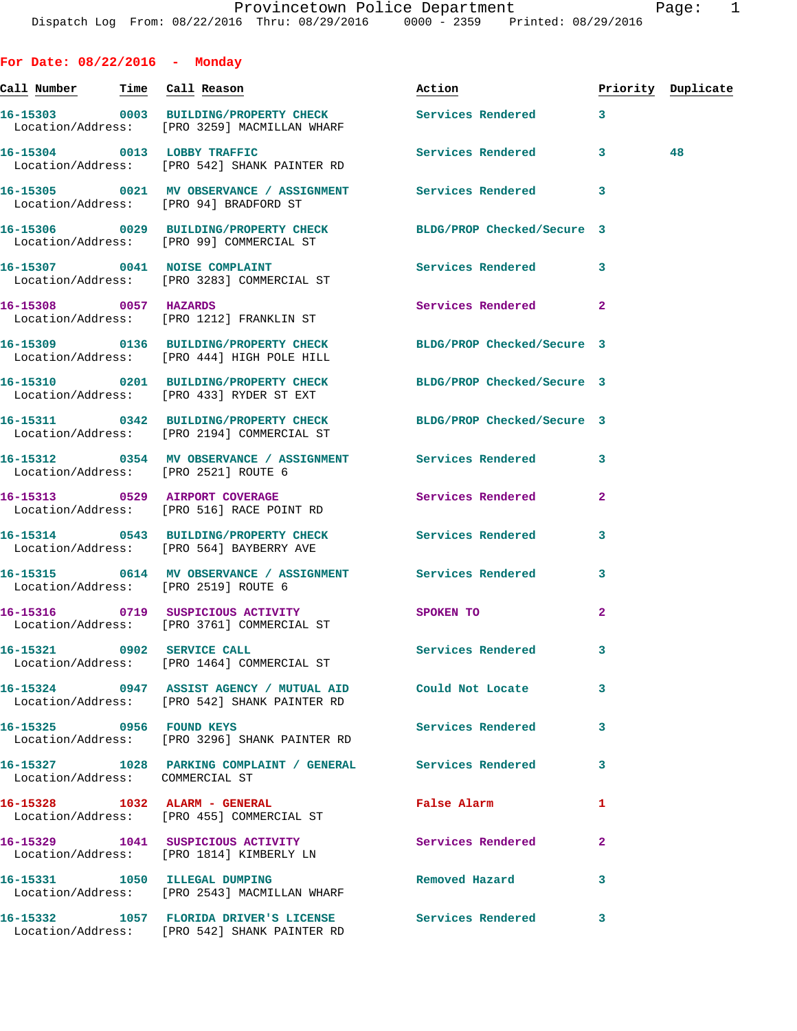Provincetown Police Department
Dispatch Log From: 08/22/2016 Thru: 08/29/2016 0000 - 2359 Printed: 08/29/2016

**For Date: 08/22/2016 - Monday**

| Call Number | Time | Call Reason | Action | Priority | Duplicate |
|---|---|---|---|---|---|
| 16-15303 | 0003 | BUILDING/PROPERTY CHECK | Services Rendered | 3 | |
| Location/Address: | | [PRO 3259] MACMILLAN WHARF | | | |
| 16-15304 | 0013 | LOBBY TRAFFIC | Services Rendered | 3 | 48 |
| Location/Address: | | [PRO 542] SHANK PAINTER RD | | | |
| 16-15305 | 0021 | MV OBSERVANCE / ASSIGNMENT | Services Rendered | 3 | |
| Location/Address: | | [PRO 94] BRADFORD ST | | | |
| 16-15306 | 0029 | BUILDING/PROPERTY CHECK | BLDG/PROP Checked/Secure | 3 | |
| Location/Address: | | [PRO 99] COMMERCIAL ST | | | |
| 16-15307 | 0041 | NOISE COMPLAINT | Services Rendered | 3 | |
| Location/Address: | | [PRO 3283] COMMERCIAL ST | | | |
| 16-15308 | 0057 | HAZARDS | Services Rendered | 2 | |
| Location/Address: | | [PRO 1212] FRANKLIN ST | | | |
| 16-15309 | 0136 | BUILDING/PROPERTY CHECK | BLDG/PROP Checked/Secure | 3 | |
| Location/Address: | | [PRO 444] HIGH POLE HILL | | | |
| 16-15310 | 0201 | BUILDING/PROPERTY CHECK | BLDG/PROP Checked/Secure | 3 | |
| Location/Address: | | [PRO 433] RYDER ST EXT | | | |
| 16-15311 | 0342 | BUILDING/PROPERTY CHECK | BLDG/PROP Checked/Secure | 3 | |
| Location/Address: | | [PRO 2194] COMMERCIAL ST | | | |
| 16-15312 | 0354 | MV OBSERVANCE / ASSIGNMENT | Services Rendered | 3 | |
| Location/Address: | | [PRO 2521] ROUTE 6 | | | |
| 16-15313 | 0529 | AIRPORT COVERAGE | Services Rendered | 2 | |
| Location/Address: | | [PRO 516] RACE POINT RD | | | |
| 16-15314 | 0543 | BUILDING/PROPERTY CHECK | Services Rendered | 3 | |
| Location/Address: | | [PRO 564] BAYBERRY AVE | | | |
| 16-15315 | 0614 | MV OBSERVANCE / ASSIGNMENT | Services Rendered | 3 | |
| Location/Address: | | [PRO 2519] ROUTE 6 | | | |
| 16-15316 | 0719 | SUSPICIOUS ACTIVITY | SPOKEN TO | 2 | |
| Location/Address: | | [PRO 3761] COMMERCIAL ST | | | |
| 16-15321 | 0902 | SERVICE CALL | Services Rendered | 3 | |
| Location/Address: | | [PRO 1464] COMMERCIAL ST | | | |
| 16-15324 | 0947 | ASSIST AGENCY / MUTUAL AID | Could Not Locate | 3 | |
| Location/Address: | | [PRO 542] SHANK PAINTER RD | | | |
| 16-15325 | 0956 | FOUND KEYS | Services Rendered | 3 | |
| Location/Address: | | [PRO 3296] SHANK PAINTER RD | | | |
| 16-15327 | 1028 | PARKING COMPLAINT / GENERAL | Services Rendered | 3 | |
| Location/Address: | | COMMERCIAL ST | | | |
| 16-15328 | 1032 | ALARM - GENERAL | False Alarm | 1 | |
| Location/Address: | | [PRO 455] COMMERCIAL ST | | | |
| 16-15329 | 1041 | SUSPICIOUS ACTIVITY | Services Rendered | 2 | |
| Location/Address: | | [PRO 1814] KIMBERLY LN | | | |
| 16-15331 | 1050 | ILLEGAL DUMPING | Removed Hazard | 3 | |
| Location/Address: | | [PRO 2543] MACMILLAN WHARF | | | |
| 16-15332 | 1057 | FLORIDA DRIVER'S LICENSE | Services Rendered | 3 | |
| Location/Address: | | [PRO 542] SHANK PAINTER RD | | | |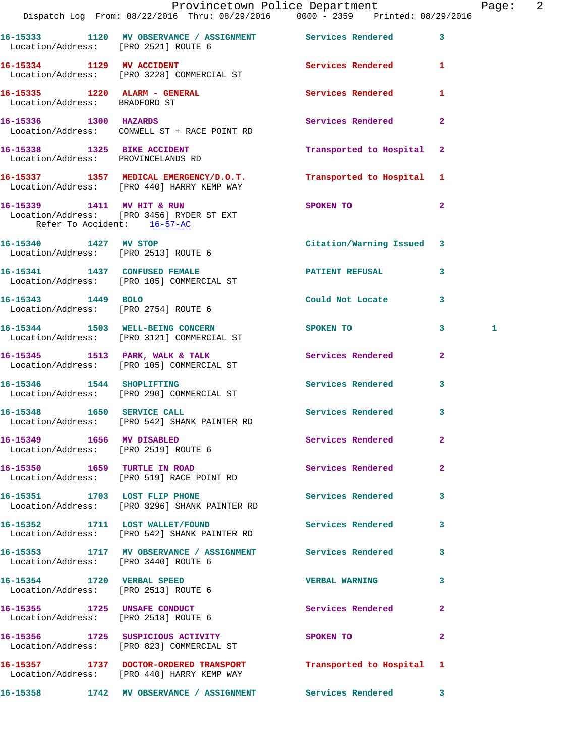16-15333 1120 MV OBSERVANCE / ASSIGNMENT Services Rendered 3
Location/Address: [PRO 2521] ROUTE 6

16-15334 1129 MV ACCIDENT Services Rendered 1
Location/Address: [PRO 3228] COMMERCIAL ST

16-15335 1220 ALARM - GENERAL Services Rendered 1
Location/Address: BRADFORD ST

16-15336 1300 HAZARDS Services Rendered 2
Location/Address: CONWELL ST + RACE POINT RD

16-15338 1325 BIKE ACCIDENT Transported to Hospital 2
Location/Address: PROVINCELANDS RD

16-15337 1357 MEDICAL EMERGENCY/D.O.T. Transported to Hospital 1
Location/Address: [PRO 440] HARRY KEMP WAY

16-15339 1411 MV HIT & RUN SPOKEN TO 2
Location/Address: [PRO 3456] RYDER ST EXT
Refer To Accident: 16-57-AC

16-15340 1427 MV STOP Citation/Warning Issued 3
Location/Address: [PRO 2513] ROUTE 6

16-15341 1437 CONFUSED FEMALE PATIENT REFUSAL 3
Location/Address: [PRO 105] COMMERCIAL ST

16-15343 1449 BOLO Could Not Locate 3
Location/Address: [PRO 2754] ROUTE 6

16-15344 1503 WELL-BEING CONCERN SPOKEN TO 3 1
Location/Address: [PRO 3121] COMMERCIAL ST

16-15345 1513 PARK, WALK & TALK Services Rendered 2
Location/Address: [PRO 105] COMMERCIAL ST

16-15346 1544 SHOPLIFTING Services Rendered 3
Location/Address: [PRO 290] COMMERCIAL ST

16-15348 1650 SERVICE CALL Services Rendered 3
Location/Address: [PRO 542] SHANK PAINTER RD

16-15349 1656 MV DISABLED Services Rendered 2
Location/Address: [PRO 2519] ROUTE 6

16-15350 1659 TURTLE IN ROAD Services Rendered 2
Location/Address: [PRO 519] RACE POINT RD

16-15351 1703 LOST FLIP PHONE Services Rendered 3
Location/Address: [PRO 3296] SHANK PAINTER RD

16-15352 1711 LOST WALLET/FOUND Services Rendered 3
Location/Address: [PRO 542] SHANK PAINTER RD

16-15353 1717 MV OBSERVANCE / ASSIGNMENT Services Rendered 3
Location/Address: [PRO 3440] ROUTE 6

16-15354 1720 VERBAL SPEED VERBAL WARNING 3
Location/Address: [PRO 2513] ROUTE 6

16-15355 1725 UNSAFE CONDUCT Services Rendered 2
Location/Address: [PRO 2518] ROUTE 6

16-15356 1725 SUSPICIOUS ACTIVITY SPOKEN TO 2
Location/Address: [PRO 823] COMMERCIAL ST

16-15357 1737 DOCTOR-ORDERED TRANSPORT Transported to Hospital 1
Location/Address: [PRO 440] HARRY KEMP WAY

16-15358 1742 MV OBSERVANCE / ASSIGNMENT Services Rendered 3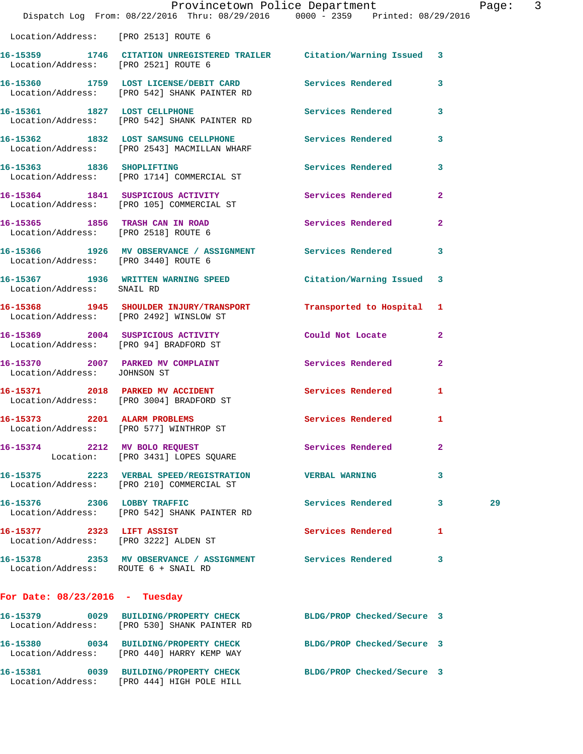Location/Address: [PRO 2513] ROUTE 6

**16-15359** 1746 CITATION UNREGISTERED TRAILER Citation/Warning Issued 3
Location/Address: [PRO 2521] ROUTE 6

**16-15360** 1759 LOST LICENSE/DEBIT CARD Services Rendered 3
Location/Address: [PRO 542] SHANK PAINTER RD

**16-15361** 1827 LOST CELLPHONE Services Rendered 3
Location/Address: [PRO 542] SHANK PAINTER RD

**16-15362** 1832 LOST SAMSUNG CELLPHONE Services Rendered 3
Location/Address: [PRO 2543] MACMILLAN WHARF

**16-15363** 1836 SHOPLIFTING Services Rendered 3
Location/Address: [PRO 1714] COMMERCIAL ST

**16-15364** 1841 SUSPICIOUS ACTIVITY Services Rendered 2
Location/Address: [PRO 105] COMMERCIAL ST

**16-15365** 1856 TRASH CAN IN ROAD Services Rendered 2
Location/Address: [PRO 2518] ROUTE 6

**16-15366** 1926 MV OBSERVANCE / ASSIGNMENT Services Rendered 3
Location/Address: [PRO 3440] ROUTE 6

**16-15367** 1936 WRITTEN WARNING SPEED Citation/Warning Issued 3
Location/Address: SNAIL RD

**16-15368** 1945 SHOULDER INJURY/TRANSPORT Transported to Hospital 1
Location/Address: [PRO 2492] WINSLOW ST

**16-15369** 2004 SUSPICIOUS ACTIVITY Could Not Locate 2
Location/Address: [PRO 94] BRADFORD ST

**16-15370** 2007 PARKED MV COMPLAINT Services Rendered 2
Location/Address: JOHNSON ST

**16-15371** 2018 PARKED MV ACCIDENT Services Rendered 1
Location/Address: [PRO 3004] BRADFORD ST

**16-15373** 2201 ALARM PROBLEMS Services Rendered 1
Location/Address: [PRO 577] WINTHROP ST

**16-15374** 2212 MV BOLO REQUEST Services Rendered 2
Location: [PRO 3431] LOPES SQUARE

**16-15375** 2223 VERBAL SPEED/REGISTRATION VERBAL WARNING 3
Location/Address: [PRO 210] COMMERCIAL ST

**16-15376** 2306 LOBBY TRAFFIC Services Rendered 3 29
Location/Address: [PRO 542] SHANK PAINTER RD

**16-15377** 2323 LIFT ASSIST Services Rendered 1
Location/Address: [PRO 3222] ALDEN ST

**16-15378** 2353 MV OBSERVANCE / ASSIGNMENT Services Rendered 3
Location/Address: ROUTE 6 + SNAIL RD

## For Date: 08/23/2016 - Tuesday

**16-15379** 0029 BUILDING/PROPERTY CHECK BLDG/PROP Checked/Secure 3
Location/Address: [PRO 530] SHANK PAINTER RD

**16-15380** 0034 BUILDING/PROPERTY CHECK BLDG/PROP Checked/Secure 3
Location/Address: [PRO 440] HARRY KEMP WAY

**16-15381** 0039 BUILDING/PROPERTY CHECK BLDG/PROP Checked/Secure 3
Location/Address: [PRO 444] HIGH POLE HILL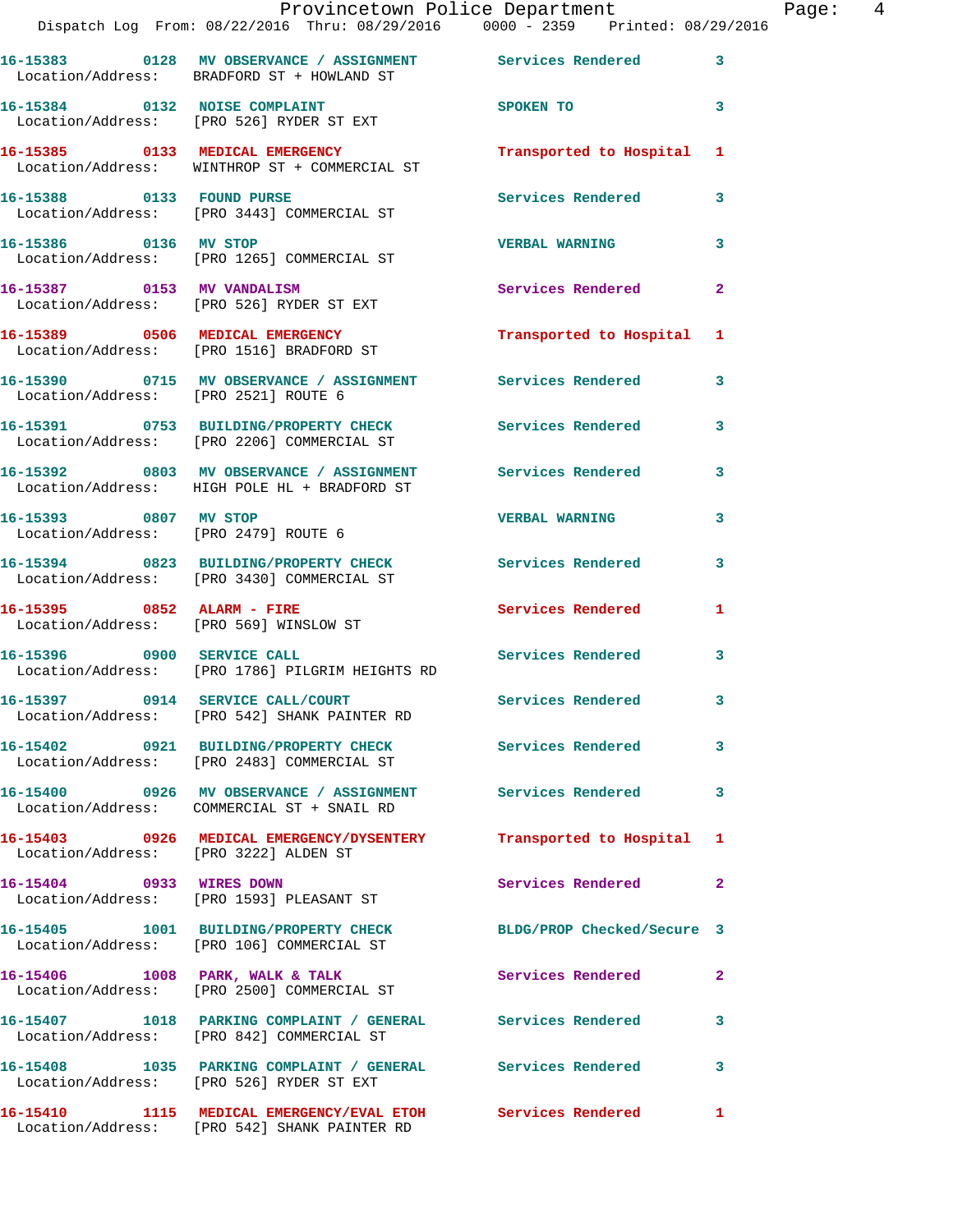16-15383 0128 MV OBSERVANCE / ASSIGNMENT Services Rendered 3
Location/Address: BRADFORD ST + HOWLAND ST

16-15384 0132 NOISE COMPLAINT SPOKEN TO 3
Location/Address: [PRO 526] RYDER ST EXT

16-15385 0133 MEDICAL EMERGENCY Transported to Hospital 1
Location/Address: WINTHROP ST + COMMERCIAL ST

16-15388 0133 FOUND PURSE Services Rendered 3
Location/Address: [PRO 3443] COMMERCIAL ST

16-15386 0136 MV STOP VERBAL WARNING 3
Location/Address: [PRO 1265] COMMERCIAL ST

16-15387 0153 MV VANDALISM Services Rendered 2
Location/Address: [PRO 526] RYDER ST EXT

16-15389 0506 MEDICAL EMERGENCY Transported to Hospital 1
Location/Address: [PRO 1516] BRADFORD ST

16-15390 0715 MV OBSERVANCE / ASSIGNMENT Services Rendered 3
Location/Address: [PRO 2521] ROUTE 6

16-15391 0753 BUILDING/PROPERTY CHECK Services Rendered 3
Location/Address: [PRO 2206] COMMERCIAL ST

16-15392 0803 MV OBSERVANCE / ASSIGNMENT Services Rendered 3
Location/Address: HIGH POLE HL + BRADFORD ST

16-15393 0807 MV STOP VERBAL WARNING 3
Location/Address: [PRO 2479] ROUTE 6

16-15394 0823 BUILDING/PROPERTY CHECK Services Rendered 3
Location/Address: [PRO 3430] COMMERCIAL ST

16-15395 0852 ALARM - FIRE Services Rendered 1
Location/Address: [PRO 569] WINSLOW ST

16-15396 0900 SERVICE CALL Services Rendered 3
Location/Address: [PRO 1786] PILGRIM HEIGHTS RD

16-15397 0914 SERVICE CALL/COURT Services Rendered 3
Location/Address: [PRO 542] SHANK PAINTER RD

16-15402 0921 BUILDING/PROPERTY CHECK Services Rendered 3
Location/Address: [PRO 2483] COMMERCIAL ST

16-15400 0926 MV OBSERVANCE / ASSIGNMENT Services Rendered 3
Location/Address: COMMERCIAL ST + SNAIL RD

16-15403 0926 MEDICAL EMERGENCY/DYSENTERY Transported to Hospital 1
Location/Address: [PRO 3222] ALDEN ST

16-15404 0933 WIRES DOWN Services Rendered 2
Location/Address: [PRO 1593] PLEASANT ST

16-15405 1001 BUILDING/PROPERTY CHECK BLDG/PROP Checked/Secure 3
Location/Address: [PRO 106] COMMERCIAL ST

16-15406 1008 PARK, WALK & TALK Services Rendered 2
Location/Address: [PRO 2500] COMMERCIAL ST

16-15407 1018 PARKING COMPLAINT / GENERAL Services Rendered 3
Location/Address: [PRO 842] COMMERCIAL ST

16-15408 1035 PARKING COMPLAINT / GENERAL Services Rendered 3
Location/Address: [PRO 526] RYDER ST EXT

16-15410 1115 MEDICAL EMERGENCY/EVAL ETOH Services Rendered 1
Location/Address: [PRO 542] SHANK PAINTER RD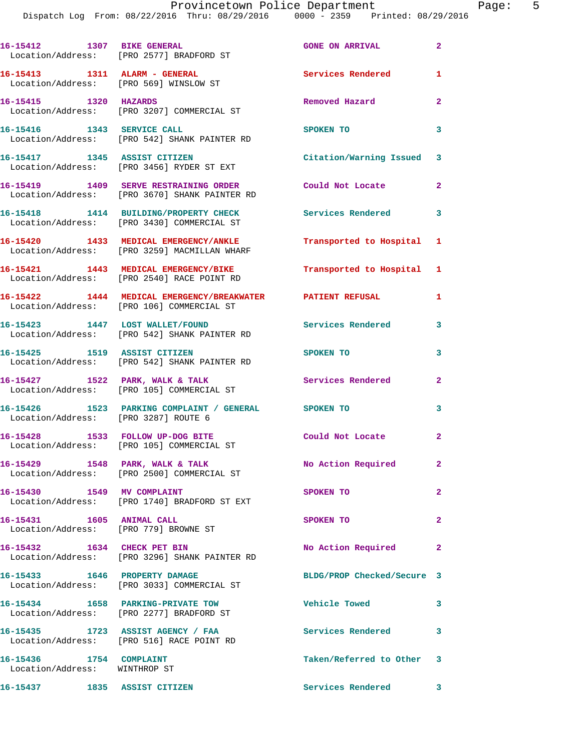16-15412 1307 BIKE GENERAL GONE ON ARRIVAL 2
Location/Address: [PRO 2577] BRADFORD ST

16-15413 1311 ALARM - GENERAL Services Rendered 1
Location/Address: [PRO 569] WINSLOW ST

16-15415 1320 HAZARDS Removed Hazard 2
Location/Address: [PRO 3207] COMMERCIAL ST

16-15416 1343 SERVICE CALL SPOKEN TO 3
Location/Address: [PRO 542] SHANK PAINTER RD

16-15417 1345 ASSIST CITIZEN Citation/Warning Issued 3
Location/Address: [PRO 3456] RYDER ST EXT

16-15419 1409 SERVE RESTRAINING ORDER Could Not Locate 2
Location/Address: [PRO 3670] SHANK PAINTER RD

16-15418 1414 BUILDING/PROPERTY CHECK Services Rendered 3
Location/Address: [PRO 3430] COMMERCIAL ST

16-15420 1433 MEDICAL EMERGENCY/ANKLE Transported to Hospital 1
Location/Address: [PRO 3259] MACMILLAN WHARF

16-15421 1443 MEDICAL EMERGENCY/BIKE Transported to Hospital 1
Location/Address: [PRO 2540] RACE POINT RD

16-15422 1444 MEDICAL EMERGENCY/BREAKWATER PATIENT REFUSAL 1
Location/Address: [PRO 106] COMMERCIAL ST

16-15423 1447 LOST WALLET/FOUND Services Rendered 3
Location/Address: [PRO 542] SHANK PAINTER RD

16-15425 1519 ASSIST CITIZEN SPOKEN TO 3
Location/Address: [PRO 542] SHANK PAINTER RD

16-15427 1522 PARK, WALK & TALK Services Rendered 2
Location/Address: [PRO 105] COMMERCIAL ST

16-15426 1523 PARKING COMPLAINT / GENERAL SPOKEN TO 3
Location/Address: [PRO 3287] ROUTE 6

16-15428 1533 FOLLOW UP-DOG BITE Could Not Locate 2
Location/Address: [PRO 105] COMMERCIAL ST

16-15429 1548 PARK, WALK & TALK No Action Required 2
Location/Address: [PRO 2500] COMMERCIAL ST

16-15430 1549 MV COMPLAINT SPOKEN TO 2
Location/Address: [PRO 1740] BRADFORD ST EXT

16-15431 1605 ANIMAL CALL SPOKEN TO 2
Location/Address: [PRO 779] BROWNE ST

16-15432 1634 CHECK PET BIN No Action Required 2
Location/Address: [PRO 3296] SHANK PAINTER RD

16-15433 1646 PROPERTY DAMAGE BLDG/PROP Checked/Secure 3
Location/Address: [PRO 3033] COMMERCIAL ST

16-15434 1658 PARKING-PRIVATE TOW Vehicle Towed 3
Location/Address: [PRO 2277] BRADFORD ST

16-15435 1723 ASSIST AGENCY / FAA Services Rendered 3
Location/Address: [PRO 516] RACE POINT RD

16-15436 1754 COMPLAINT Taken/Referred to Other 3
Location/Address: WINTHROP ST

16-15437 1835 ASSIST CITIZEN Services Rendered 3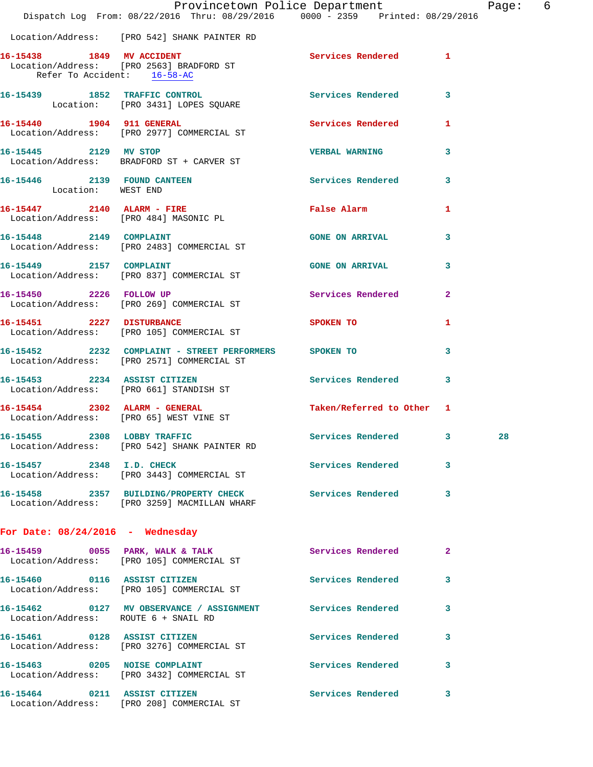Location/Address: [PRO 542] SHANK PAINTER RD

**16-15438 1849 MV ACCIDENT** Services Rendered 1
Location/Address: [PRO 2563] BRADFORD ST
Refer To Accident: 16-58-AC

**16-15439 1852 TRAFFIC CONTROL** Services Rendered 3
Location: [PRO 3431] LOPES SQUARE

**16-15440 1904 911 GENERAL** Services Rendered 1
Location/Address: [PRO 2977] COMMERCIAL ST

**16-15445 2129 MV STOP** VERBAL WARNING 3
Location/Address: BRADFORD ST + CARVER ST

**16-15446 2139 FOUND CANTEEN** Services Rendered 3
Location: WEST END

**16-15447 2140 ALARM - FIRE** False Alarm 1
Location/Address: [PRO 484] MASONIC PL

**16-15448 2149 COMPLAINT** GONE ON ARRIVAL 3
Location/Address: [PRO 2483] COMMERCIAL ST

**16-15449 2157 COMPLAINT** GONE ON ARRIVAL 3
Location/Address: [PRO 837] COMMERCIAL ST

**16-15450 2226 FOLLOW UP** Services Rendered 2
Location/Address: [PRO 269] COMMERCIAL ST

**16-15451 2227 DISTURBANCE** SPOKEN TO 1
Location/Address: [PRO 105] COMMERCIAL ST

**16-15452 2232 COMPLAINT - STREET PERFORMERS** SPOKEN TO 3
Location/Address: [PRO 2571] COMMERCIAL ST

**16-15453 2234 ASSIST CITIZEN** Services Rendered 3
Location/Address: [PRO 661] STANDISH ST

**16-15454 2302 ALARM - GENERAL** Taken/Referred to Other 1
Location/Address: [PRO 65] WEST VINE ST

**16-15455 2308 LOBBY TRAFFIC** Services Rendered 3 28
Location/Address: [PRO 542] SHANK PAINTER RD

**16-15457 2348 I.D. CHECK** Services Rendered 3
Location/Address: [PRO 3443] COMMERCIAL ST

**16-15458 2357 BUILDING/PROPERTY CHECK** Services Rendered 3
Location/Address: [PRO 3259] MACMILLAN WHARF

## For Date: 08/24/2016 - Wednesday

**16-15459 0055 PARK, WALK & TALK** Services Rendered 2
Location/Address: [PRO 105] COMMERCIAL ST

**16-15460 0116 ASSIST CITIZEN** Services Rendered 3
Location/Address: [PRO 105] COMMERCIAL ST

**16-15462 0127 MV OBSERVANCE / ASSIGNMENT** Services Rendered 3
Location/Address: ROUTE 6 + SNAIL RD

**16-15461 0128 ASSIST CITIZEN** Services Rendered 3
Location/Address: [PRO 3276] COMMERCIAL ST

**16-15463 0205 NOISE COMPLAINT** Services Rendered 3
Location/Address: [PRO 3432] COMMERCIAL ST

**16-15464 0211 ASSIST CITIZEN** Services Rendered 3
Location/Address: [PRO 208] COMMERCIAL ST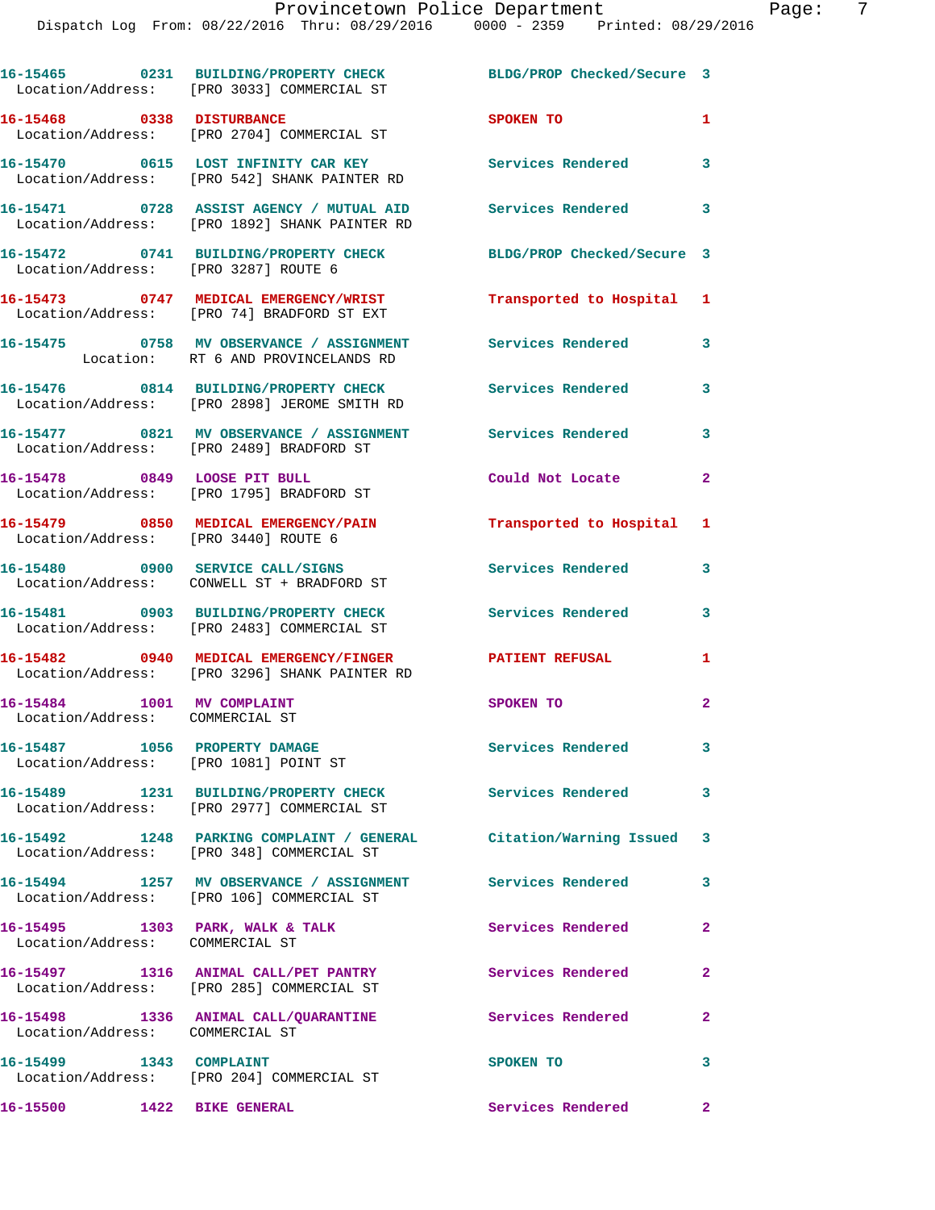| Call Number | Time | Call Reason | Action | Priority |
|---|---|---|---|---|
| 16-15465 | 0231 | BUILDING/PROPERTY CHECK | BLDG/PROP Checked/Secure | 3 |
| Location/Address: [PRO 3033] COMMERCIAL ST | | | | |
| 16-15468 | 0338 | DISTURBANCE | SPOKEN TO | 1 |
| Location/Address: [PRO 2704] COMMERCIAL ST | | | | |
| 16-15470 | 0615 | LOST INFINITY CAR KEY | Services Rendered | 3 |
| Location/Address: [PRO 542] SHANK PAINTER RD | | | | |
| 16-15471 | 0728 | ASSIST AGENCY / MUTUAL AID | Services Rendered | 3 |
| Location/Address: [PRO 1892] SHANK PAINTER RD | | | | |
| 16-15472 | 0741 | BUILDING/PROPERTY CHECK | BLDG/PROP Checked/Secure | 3 |
| Location/Address: [PRO 3287] ROUTE 6 | | | | |
| 16-15473 | 0747 | MEDICAL EMERGENCY/WRIST | Transported to Hospital | 1 |
| Location/Address: [PRO 74] BRADFORD ST EXT | | | | |
| 16-15475 | 0758 | MV OBSERVANCE / ASSIGNMENT | Services Rendered | 3 |
| Location: RT 6 AND PROVINCELANDS RD | | | | |
| 16-15476 | 0814 | BUILDING/PROPERTY CHECK | Services Rendered | 3 |
| Location/Address: [PRO 2898] JEROME SMITH RD | | | | |
| 16-15477 | 0821 | MV OBSERVANCE / ASSIGNMENT | Services Rendered | 3 |
| Location/Address: [PRO 2489] BRADFORD ST | | | | |
| 16-15478 | 0849 | LOOSE PIT BULL | Could Not Locate | 2 |
| Location/Address: [PRO 1795] BRADFORD ST | | | | |
| 16-15479 | 0850 | MEDICAL EMERGENCY/PAIN | Transported to Hospital | 1 |
| Location/Address: [PRO 3440] ROUTE 6 | | | | |
| 16-15480 | 0900 | SERVICE CALL/SIGNS | Services Rendered | 3 |
| Location/Address: CONWELL ST + BRADFORD ST | | | | |
| 16-15481 | 0903 | BUILDING/PROPERTY CHECK | Services Rendered | 3 |
| Location/Address: [PRO 2483] COMMERCIAL ST | | | | |
| 16-15482 | 0940 | MEDICAL EMERGENCY/FINGER | PATIENT REFUSAL | 1 |
| Location/Address: [PRO 3296] SHANK PAINTER RD | | | | |
| 16-15484 | 1001 | MV COMPLAINT | SPOKEN TO | 2 |
| Location/Address: COMMERCIAL ST | | | | |
| 16-15487 | 1056 | PROPERTY DAMAGE | Services Rendered | 3 |
| Location/Address: [PRO 1081] POINT ST | | | | |
| 16-15489 | 1231 | BUILDING/PROPERTY CHECK | Services Rendered | 3 |
| Location/Address: [PRO 2977] COMMERCIAL ST | | | | |
| 16-15492 | 1248 | PARKING COMPLAINT / GENERAL | Citation/Warning Issued | 3 |
| Location/Address: [PRO 348] COMMERCIAL ST | | | | |
| 16-15494 | 1257 | MV OBSERVANCE / ASSIGNMENT | Services Rendered | 3 |
| Location/Address: [PRO 106] COMMERCIAL ST | | | | |
| 16-15495 | 1303 | PARK, WALK & TALK | Services Rendered | 2 |
| Location/Address: COMMERCIAL ST | | | | |
| 16-15497 | 1316 | ANIMAL CALL/PET PANTRY | Services Rendered | 2 |
| Location/Address: [PRO 285] COMMERCIAL ST | | | | |
| 16-15498 | 1336 | ANIMAL CALL/QUARANTINE | Services Rendered | 2 |
| Location/Address: COMMERCIAL ST | | | | |
| 16-15499 | 1343 | COMPLAINT | SPOKEN TO | 3 |
| Location/Address: [PRO 204] COMMERCIAL ST | | | | |
| 16-15500 | 1422 | BIKE GENERAL | Services Rendered | 2 |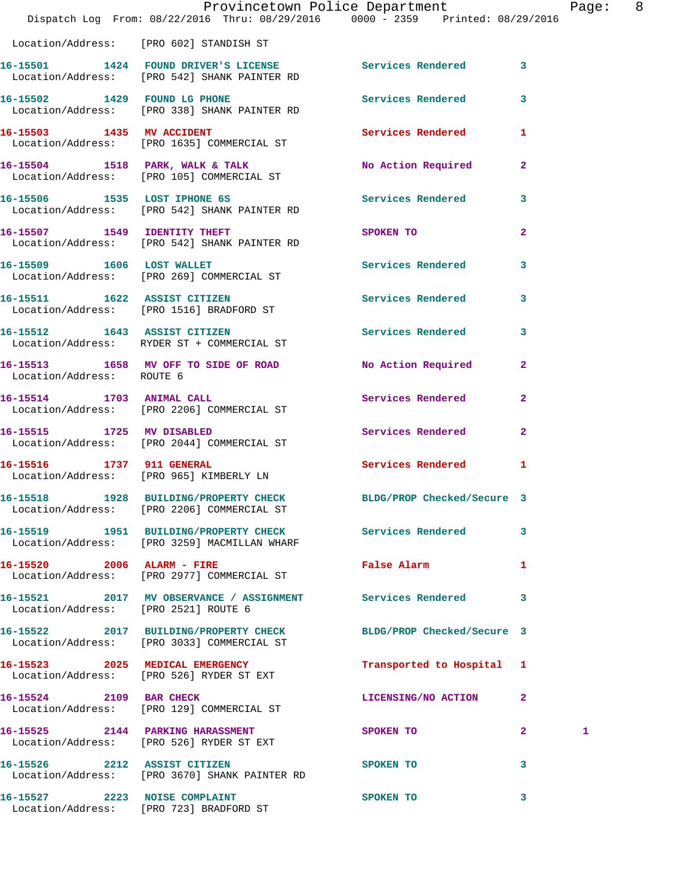Location/Address: [PRO 602] STANDISH ST

16-15501 1424 FOUND DRIVER'S LICENSE Services Rendered 3
Location/Address: [PRO 542] SHANK PAINTER RD

16-15502 1429 FOUND LG PHONE Services Rendered 3
Location/Address: [PRO 338] SHANK PAINTER RD

16-15503 1435 MV ACCIDENT Services Rendered 1
Location/Address: [PRO 1635] COMMERCIAL ST

16-15504 1518 PARK, WALK & TALK No Action Required 2
Location/Address: [PRO 105] COMMERCIAL ST

16-15506 1535 LOST IPHONE 6S Services Rendered 3
Location/Address: [PRO 542] SHANK PAINTER RD

16-15507 1549 IDENTITY THEFT SPOKEN TO 2
Location/Address: [PRO 542] SHANK PAINTER RD

16-15509 1606 LOST WALLET Services Rendered 3
Location/Address: [PRO 269] COMMERCIAL ST

16-15511 1622 ASSIST CITIZEN Services Rendered 3
Location/Address: [PRO 1516] BRADFORD ST

16-15512 1643 ASSIST CITIZEN Services Rendered 3
Location/Address: RYDER ST + COMMERCIAL ST

16-15513 1658 MV OFF TO SIDE OF ROAD No Action Required 2
Location/Address: ROUTE 6

16-15514 1703 ANIMAL CALL Services Rendered 2
Location/Address: [PRO 2206] COMMERCIAL ST

16-15515 1725 MV DISABLED Services Rendered 2
Location/Address: [PRO 2044] COMMERCIAL ST

16-15516 1737 911 GENERAL Services Rendered 1
Location/Address: [PRO 965] KIMBERLY LN

16-15518 1928 BUILDING/PROPERTY CHECK BLDG/PROP Checked/Secure 3
Location/Address: [PRO 2206] COMMERCIAL ST

16-15519 1951 BUILDING/PROPERTY CHECK Services Rendered 3
Location/Address: [PRO 3259] MACMILLAN WHARF

16-15520 2006 ALARM - FIRE False Alarm 1
Location/Address: [PRO 2977] COMMERCIAL ST

16-15521 2017 MV OBSERVANCE / ASSIGNMENT Services Rendered 3
Location/Address: [PRO 2521] ROUTE 6

16-15522 2017 BUILDING/PROPERTY CHECK BLDG/PROP Checked/Secure 3
Location/Address: [PRO 3033] COMMERCIAL ST

16-15523 2025 MEDICAL EMERGENCY Transported to Hospital 1
Location/Address: [PRO 526] RYDER ST EXT

16-15524 2109 BAR CHECK LICENSING/NO ACTION 2
Location/Address: [PRO 129] COMMERCIAL ST

16-15525 2144 PARKING HARASSMENT SPOKEN TO 2 1
Location/Address: [PRO 526] RYDER ST EXT

16-15526 2212 ASSIST CITIZEN SPOKEN TO 3
Location/Address: [PRO 3670] SHANK PAINTER RD

16-15527 2223 NOISE COMPLAINT SPOKEN TO 3
Location/Address: [PRO 723] BRADFORD ST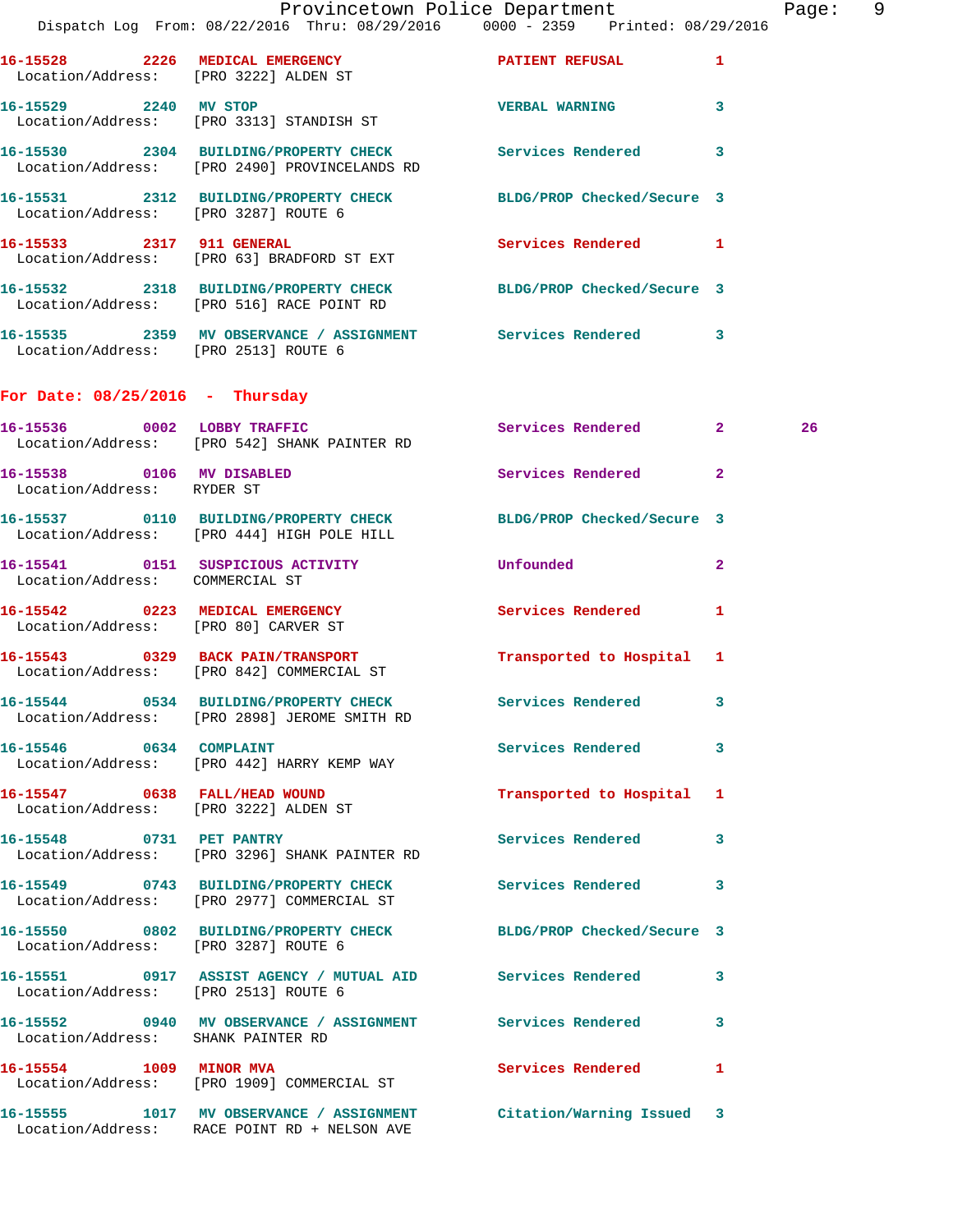16-15528 2226 MEDICAL EMERGENCY PATIENT REFUSAL 1
Location/Address: [PRO 3222] ALDEN ST

16-15529 2240 MV STOP VERBAL WARNING 3
Location/Address: [PRO 3313] STANDISH ST

16-15530 2304 BUILDING/PROPERTY CHECK Services Rendered 3
Location/Address: [PRO 2490] PROVINCELANDS RD

16-15531 2312 BUILDING/PROPERTY CHECK BLDG/PROP Checked/Secure 3
Location/Address: [PRO 3287] ROUTE 6

16-15533 2317 911 GENERAL Services Rendered 1
Location/Address: [PRO 63] BRADFORD ST EXT

16-15532 2318 BUILDING/PROPERTY CHECK BLDG/PROP Checked/Secure 3
Location/Address: [PRO 516] RACE POINT RD

16-15535 2359 MV OBSERVANCE / ASSIGNMENT Services Rendered 3
Location/Address: [PRO 2513] ROUTE 6

## For Date: 08/25/2016 - Thursday

16-15536 0002 LOBBY TRAFFIC Services Rendered 2 26
Location/Address: [PRO 542] SHANK PAINTER RD

16-15538 0106 MV DISABLED Services Rendered 2
Location/Address: RYDER ST

16-15537 0110 BUILDING/PROPERTY CHECK BLDG/PROP Checked/Secure 3
Location/Address: [PRO 444] HIGH POLE HILL

16-15541 0151 SUSPICIOUS ACTIVITY Unfounded 2
Location/Address: COMMERCIAL ST

16-15542 0223 MEDICAL EMERGENCY Services Rendered 1
Location/Address: [PRO 80] CARVER ST

16-15543 0329 BACK PAIN/TRANSPORT Transported to Hospital 1
Location/Address: [PRO 842] COMMERCIAL ST

16-15544 0534 BUILDING/PROPERTY CHECK Services Rendered 3
Location/Address: [PRO 2898] JEROME SMITH RD

16-15546 0634 COMPLAINT Services Rendered 3
Location/Address: [PRO 442] HARRY KEMP WAY

16-15547 0638 FALL/HEAD WOUND Transported to Hospital 1
Location/Address: [PRO 3222] ALDEN ST

16-15548 0731 PET PANTRY Services Rendered 3
Location/Address: [PRO 3296] SHANK PAINTER RD

16-15549 0743 BUILDING/PROPERTY CHECK Services Rendered 3
Location/Address: [PRO 2977] COMMERCIAL ST

16-15550 0802 BUILDING/PROPERTY CHECK BLDG/PROP Checked/Secure 3
Location/Address: [PRO 3287] ROUTE 6

16-15551 0917 ASSIST AGENCY / MUTUAL AID Services Rendered 3
Location/Address: [PRO 2513] ROUTE 6

16-15552 0940 MV OBSERVANCE / ASSIGNMENT Services Rendered 3
Location/Address: SHANK PAINTER RD

16-15554 1009 MINOR MVA Services Rendered 1
Location/Address: [PRO 1909] COMMERCIAL ST

16-15555 1017 MV OBSERVANCE / ASSIGNMENT Citation/Warning Issued 3
Location/Address: RACE POINT RD + NELSON AVE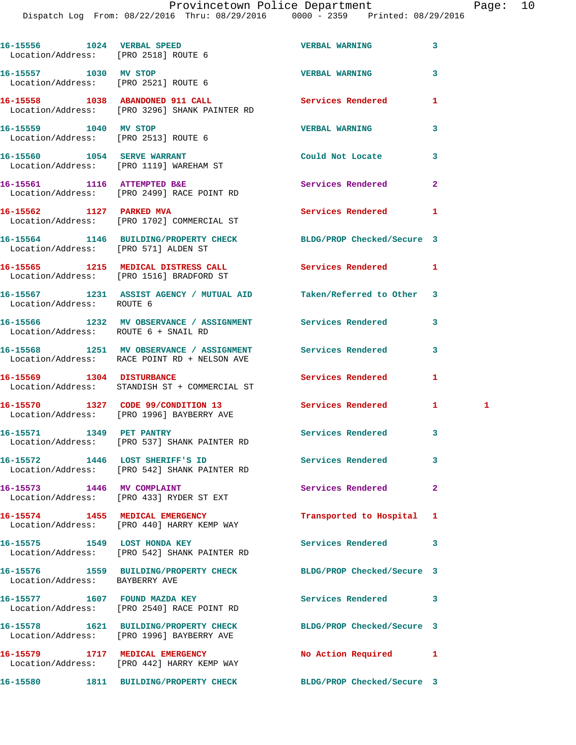| Call Number | Time | Call Reason | Action | Priority | |
|---|---|---|---|---|---|
| 16-15556 | 1024 | VERBAL SPEED | VERBAL WARNING | 3 | |
| Location/Address: [PRO 2518] ROUTE 6 | | | | | |
| 16-15557 | 1030 | MV STOP | VERBAL WARNING | 3 | |
| Location/Address: [PRO 2521] ROUTE 6 | | | | | |
| 16-15558 | 1038 | ABANDONED 911 CALL | Services Rendered | 1 | |
| Location/Address: [PRO 3296] SHANK PAINTER RD | | | | | |
| 16-15559 | 1040 | MV STOP | VERBAL WARNING | 3 | |
| Location/Address: [PRO 2513] ROUTE 6 | | | | | |
| 16-15560 | 1054 | SERVE WARRANT | Could Not Locate | 3 | |
| Location/Address: [PRO 1119] WAREHAM ST | | | | | |
| 16-15561 | 1116 | ATTEMPTED B&E | Services Rendered | 2 | |
| Location/Address: [PRO 2499] RACE POINT RD | | | | | |
| 16-15562 | 1127 | PARKED MVA | Services Rendered | 1 | |
| Location/Address: [PRO 1702] COMMERCIAL ST | | | | | |
| 16-15564 | 1146 | BUILDING/PROPERTY CHECK | BLDG/PROP Checked/Secure | 3 | |
| Location/Address: [PRO 571] ALDEN ST | | | | | |
| 16-15565 | 1215 | MEDICAL DISTRESS CALL | Services Rendered | 1 | |
| Location/Address: [PRO 1516] BRADFORD ST | | | | | |
| 16-15567 | 1231 | ASSIST AGENCY / MUTUAL AID | Taken/Referred to Other | 3 | |
| Location/Address: ROUTE 6 | | | | | |
| 16-15566 | 1232 | MV OBSERVANCE / ASSIGNMENT | Services Rendered | 3 | |
| Location/Address: ROUTE 6 + SNAIL RD | | | | | |
| 16-15568 | 1251 | MV OBSERVANCE / ASSIGNMENT | Services Rendered | 3 | |
| Location/Address: RACE POINT RD + NELSON AVE | | | | | |
| 16-15569 | 1304 | DISTURBANCE | Services Rendered | 1 | |
| Location/Address: STANDISH ST + COMMERCIAL ST | | | | | |
| 16-15570 | 1327 | CODE 99/CONDITION 13 | Services Rendered | 1 | 1 |
| Location/Address: [PRO 1996] BAYBERRY AVE | | | | | |
| 16-15571 | 1349 | PET PANTRY | Services Rendered | 3 | |
| Location/Address: [PRO 537] SHANK PAINTER RD | | | | | |
| 16-15572 | 1446 | LOST SHERIFF'S ID | Services Rendered | 3 | |
| Location/Address: [PRO 542] SHANK PAINTER RD | | | | | |
| 16-15573 | 1446 | MV COMPLAINT | Services Rendered | 2 | |
| Location/Address: [PRO 433] RYDER ST EXT | | | | | |
| 16-15574 | 1455 | MEDICAL EMERGENCY | Transported to Hospital | 1 | |
| Location/Address: [PRO 440] HARRY KEMP WAY | | | | | |
| 16-15575 | 1549 | LOST HONDA KEY | Services Rendered | 3 | |
| Location/Address: [PRO 542] SHANK PAINTER RD | | | | | |
| 16-15576 | 1559 | BUILDING/PROPERTY CHECK | BLDG/PROP Checked/Secure | 3 | |
| Location/Address: BAYBERRY AVE | | | | | |
| 16-15577 | 1607 | FOUND MAZDA KEY | Services Rendered | 3 | |
| Location/Address: [PRO 2540] RACE POINT RD | | | | | |
| 16-15578 | 1621 | BUILDING/PROPERTY CHECK | BLDG/PROP Checked/Secure | 3 | |
| Location/Address: [PRO 1996] BAYBERRY AVE | | | | | |
| 16-15579 | 1717 | MEDICAL EMERGENCY | No Action Required | 1 | |
| Location/Address: [PRO 442] HARRY KEMP WAY | | | | | |
| 16-15580 | 1811 | BUILDING/PROPERTY CHECK | BLDG/PROP Checked/Secure | 3 | |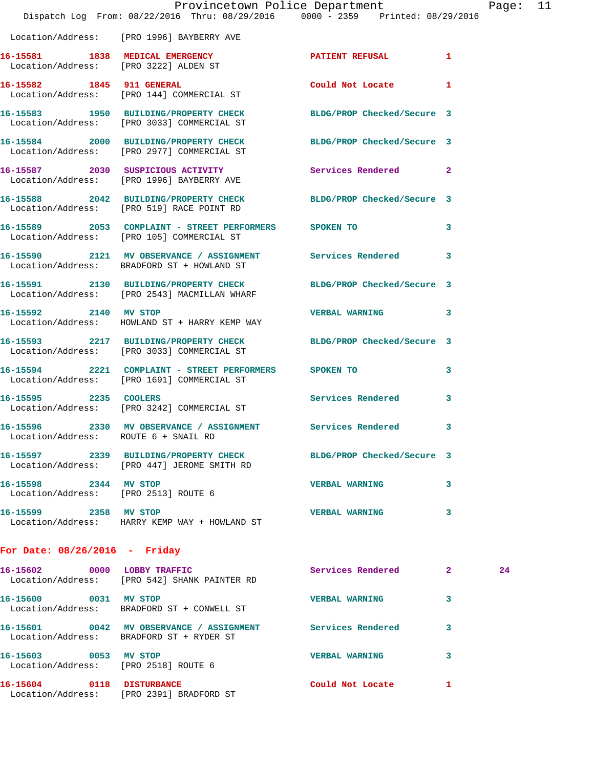Location/Address: [PRO 1996] BAYBERRY AVE

| Call Number | Time | Call Reason | Action | Priority | |
|---|---|---|---|---|---|
| 16-15581 | 1838 | MEDICAL EMERGENCY | PATIENT REFUSAL | 1 | |
| | | Location/Address: [PRO 3222] ALDEN ST | | | |
| 16-15582 | 1845 | 911 GENERAL | Could Not Locate | 1 | |
| | | Location/Address: [PRO 144] COMMERCIAL ST | | | |
| 16-15583 | 1950 | BUILDING/PROPERTY CHECK | BLDG/PROP Checked/Secure | 3 | |
| | | Location/Address: [PRO 3033] COMMERCIAL ST | | | |
| 16-15584 | 2000 | BUILDING/PROPERTY CHECK | BLDG/PROP Checked/Secure | 3 | |
| | | Location/Address: [PRO 2977] COMMERCIAL ST | | | |
| 16-15587 | 2030 | SUSPICIOUS ACTIVITY | Services Rendered | 2 | |
| | | Location/Address: [PRO 1996] BAYBERRY AVE | | | |
| 16-15588 | 2042 | BUILDING/PROPERTY CHECK | BLDG/PROP Checked/Secure | 3 | |
| | | Location/Address: [PRO 519] RACE POINT RD | | | |
| 16-15589 | 2053 | COMPLAINT - STREET PERFORMERS | SPOKEN TO | 3 | |
| | | Location/Address: [PRO 105] COMMERCIAL ST | | | |
| 16-15590 | 2121 | MV OBSERVANCE / ASSIGNMENT | Services Rendered | 3 | |
| | | Location/Address: BRADFORD ST + HOWLAND ST | | | |
| 16-15591 | 2130 | BUILDING/PROPERTY CHECK | BLDG/PROP Checked/Secure | 3 | |
| | | Location/Address: [PRO 2543] MACMILLAN WHARF | | | |
| 16-15592 | 2140 | MV STOP | VERBAL WARNING | 3 | |
| | | Location/Address: HOWLAND ST + HARRY KEMP WAY | | | |
| 16-15593 | 2217 | BUILDING/PROPERTY CHECK | BLDG/PROP Checked/Secure | 3 | |
| | | Location/Address: [PRO 3033] COMMERCIAL ST | | | |
| 16-15594 | 2221 | COMPLAINT - STREET PERFORMERS | SPOKEN TO | 3 | |
| | | Location/Address: [PRO 1691] COMMERCIAL ST | | | |
| 16-15595 | 2235 | COOLERS | Services Rendered | 3 | |
| | | Location/Address: [PRO 3242] COMMERCIAL ST | | | |
| 16-15596 | 2330 | MV OBSERVANCE / ASSIGNMENT | Services Rendered | 3 | |
| | | Location/Address: ROUTE 6 + SNAIL RD | | | |
| 16-15597 | 2339 | BUILDING/PROPERTY CHECK | BLDG/PROP Checked/Secure | 3 | |
| | | Location/Address: [PRO 447] JEROME SMITH RD | | | |
| 16-15598 | 2344 | MV STOP | VERBAL WARNING | 3 | |
| | | Location/Address: [PRO 2513] ROUTE 6 | | | |
| 16-15599 | 2358 | MV STOP | VERBAL WARNING | 3 | |
| | | Location/Address: HARRY KEMP WAY + HOWLAND ST | | | |

## For Date: 08/26/2016 - Friday

| Call Number | Time | Call Reason | Action | Priority | |
|---|---|---|---|---|---|
| 16-15602 | 0000 | LOBBY TRAFFIC | Services Rendered | 2 | 24 |
| | | Location/Address: [PRO 542] SHANK PAINTER RD | | | |
| 16-15600 | 0031 | MV STOP | VERBAL WARNING | 3 | |
| | | Location/Address: BRADFORD ST + CONWELL ST | | | |
| 16-15601 | 0042 | MV OBSERVANCE / ASSIGNMENT | Services Rendered | 3 | |
| | | Location/Address: BRADFORD ST + RYDER ST | | | |
| 16-15603 | 0053 | MV STOP | VERBAL WARNING | 3 | |
| | | Location/Address: [PRO 2518] ROUTE 6 | | | |
| 16-15604 | 0118 | DISTURBANCE | Could Not Locate | 1 | |
| | | Location/Address: [PRO 2391] BRADFORD ST | | | |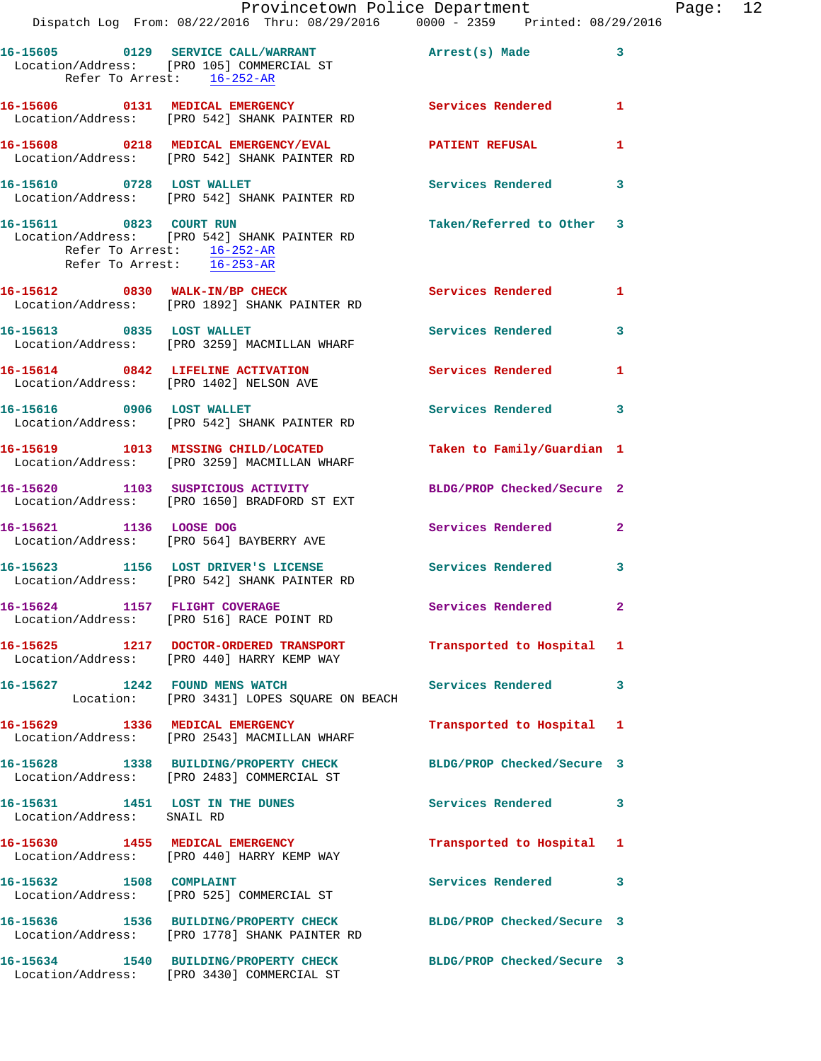16-15605 0129 SERVICE CALL/WARRANT Arrest(s) Made 3
Location/Address: [PRO 105] COMMERCIAL ST
Refer To Arrest: 16-252-AR

16-15606 0131 MEDICAL EMERGENCY Services Rendered 1
Location/Address: [PRO 542] SHANK PAINTER RD

16-15608 0218 MEDICAL EMERGENCY/EVAL PATIENT REFUSAL 1
Location/Address: [PRO 542] SHANK PAINTER RD

16-15610 0728 LOST WALLET Services Rendered 3
Location/Address: [PRO 542] SHANK PAINTER RD

16-15611 0823 COURT RUN Taken/Referred to Other 3
Location/Address: [PRO 542] SHANK PAINTER RD
Refer To Arrest: 16-252-AR
Refer To Arrest: 16-253-AR

16-15612 0830 WALK-IN/BP CHECK Services Rendered 1
Location/Address: [PRO 1892] SHANK PAINTER RD

16-15613 0835 LOST WALLET Services Rendered 3
Location/Address: [PRO 3259] MACMILLAN WHARF

16-15614 0842 LIFELINE ACTIVATION Services Rendered 1
Location/Address: [PRO 1402] NELSON AVE

16-15616 0906 LOST WALLET Services Rendered 3
Location/Address: [PRO 542] SHANK PAINTER RD

16-15619 1013 MISSING CHILD/LOCATED Taken to Family/Guardian 1
Location/Address: [PRO 3259] MACMILLAN WHARF

16-15620 1103 SUSPICIOUS ACTIVITY BLDG/PROP Checked/Secure 2
Location/Address: [PRO 1650] BRADFORD ST EXT

16-15621 1136 LOOSE DOG Services Rendered 2
Location/Address: [PRO 564] BAYBERRY AVE

16-15623 1156 LOST DRIVER'S LICENSE Services Rendered 3
Location/Address: [PRO 542] SHANK PAINTER RD

16-15624 1157 FLIGHT COVERAGE Services Rendered 2
Location/Address: [PRO 516] RACE POINT RD

16-15625 1217 DOCTOR-ORDERED TRANSPORT Transported to Hospital 1
Location/Address: [PRO 440] HARRY KEMP WAY

16-15627 1242 FOUND MENS WATCH Services Rendered 3
Location: [PRO 3431] LOPES SQUARE ON BEACH

16-15629 1336 MEDICAL EMERGENCY Transported to Hospital 1
Location/Address: [PRO 2543] MACMILLAN WHARF

16-15628 1338 BUILDING/PROPERTY CHECK BLDG/PROP Checked/Secure 3
Location/Address: [PRO 2483] COMMERCIAL ST

16-15631 1451 LOST IN THE DUNES Services Rendered 3
Location/Address: SNAIL RD

16-15630 1455 MEDICAL EMERGENCY Transported to Hospital 1
Location/Address: [PRO 440] HARRY KEMP WAY

16-15632 1508 COMPLAINT Services Rendered 3
Location/Address: [PRO 525] COMMERCIAL ST

16-15636 1536 BUILDING/PROPERTY CHECK BLDG/PROP Checked/Secure 3
Location/Address: [PRO 1778] SHANK PAINTER RD

16-15634 1540 BUILDING/PROPERTY CHECK BLDG/PROP Checked/Secure 3
Location/Address: [PRO 3430] COMMERCIAL ST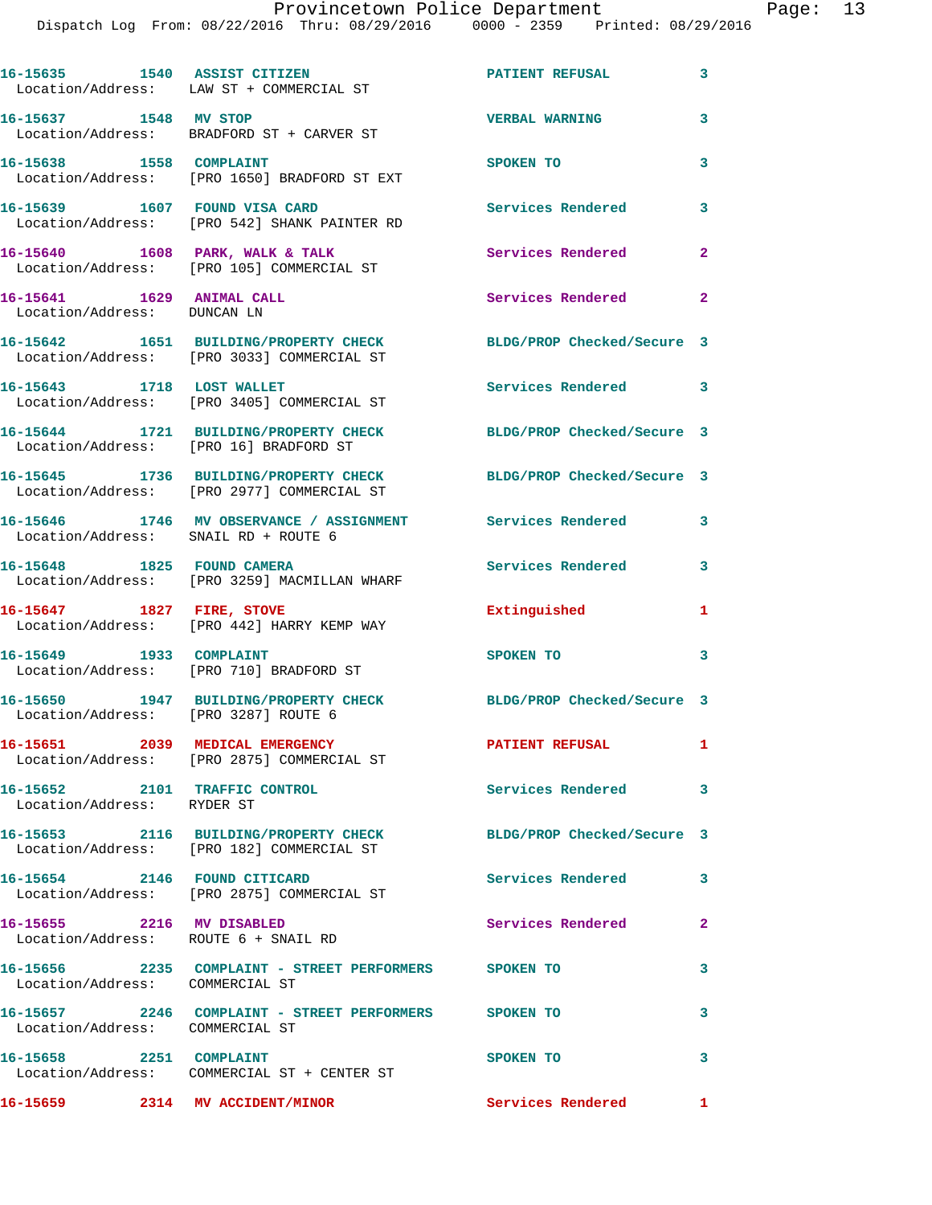| Call Number | Time | Call Type | Disposition | Priority |
|---|---|---|---|---|
| 16-15635 | 1540 | ASSIST CITIZEN | PATIENT REFUSAL | 3 |
| Location/Address: LAW ST + COMMERCIAL ST | | | | |
| 16-15637 | 1548 | MV STOP | VERBAL WARNING | 3 |
| Location/Address: BRADFORD ST + CARVER ST | | | | |
| 16-15638 | 1558 | COMPLAINT | SPOKEN TO | 3 |
| Location/Address: [PRO 1650] BRADFORD ST EXT | | | | |
| 16-15639 | 1607 | FOUND VISA CARD | Services Rendered | 3 |
| Location/Address: [PRO 542] SHANK PAINTER RD | | | | |
| 16-15640 | 1608 | PARK, WALK & TALK | Services Rendered | 2 |
| Location/Address: [PRO 105] COMMERCIAL ST | | | | |
| 16-15641 | 1629 | ANIMAL CALL | Services Rendered | 2 |
| Location/Address: DUNCAN LN | | | | |
| 16-15642 | 1651 | BUILDING/PROPERTY CHECK | BLDG/PROP Checked/Secure | 3 |
| Location/Address: [PRO 3033] COMMERCIAL ST | | | | |
| 16-15643 | 1718 | LOST WALLET | Services Rendered | 3 |
| Location/Address: [PRO 3405] COMMERCIAL ST | | | | |
| 16-15644 | 1721 | BUILDING/PROPERTY CHECK | BLDG/PROP Checked/Secure | 3 |
| Location/Address: [PRO 16] BRADFORD ST | | | | |
| 16-15645 | 1736 | BUILDING/PROPERTY CHECK | BLDG/PROP Checked/Secure | 3 |
| Location/Address: [PRO 2977] COMMERCIAL ST | | | | |
| 16-15646 | 1746 | MV OBSERVANCE / ASSIGNMENT | Services Rendered | 3 |
| Location/Address: SNAIL RD + ROUTE 6 | | | | |
| 16-15648 | 1825 | FOUND CAMERA | Services Rendered | 3 |
| Location/Address: [PRO 3259] MACMILLAN WHARF | | | | |
| 16-15647 | 1827 | FIRE, STOVE | Extinguished | 1 |
| Location/Address: [PRO 442] HARRY KEMP WAY | | | | |
| 16-15649 | 1933 | COMPLAINT | SPOKEN TO | 3 |
| Location/Address: [PRO 710] BRADFORD ST | | | | |
| 16-15650 | 1947 | BUILDING/PROPERTY CHECK | BLDG/PROP Checked/Secure | 3 |
| Location/Address: [PRO 3287] ROUTE 6 | | | | |
| 16-15651 | 2039 | MEDICAL EMERGENCY | PATIENT REFUSAL | 1 |
| Location/Address: [PRO 2875] COMMERCIAL ST | | | | |
| 16-15652 | 2101 | TRAFFIC CONTROL | Services Rendered | 3 |
| Location/Address: RYDER ST | | | | |
| 16-15653 | 2116 | BUILDING/PROPERTY CHECK | BLDG/PROP Checked/Secure | 3 |
| Location/Address: [PRO 182] COMMERCIAL ST | | | | |
| 16-15654 | 2146 | FOUND CITICARD | Services Rendered | 3 |
| Location/Address: [PRO 2875] COMMERCIAL ST | | | | |
| 16-15655 | 2216 | MV DISABLED | Services Rendered | 2 |
| Location/Address: ROUTE 6 + SNAIL RD | | | | |
| 16-15656 | 2235 | COMPLAINT - STREET PERFORMERS | SPOKEN TO | 3 |
| Location/Address: COMMERCIAL ST | | | | |
| 16-15657 | 2246 | COMPLAINT - STREET PERFORMERS | SPOKEN TO | 3 |
| Location/Address: COMMERCIAL ST | | | | |
| 16-15658 | 2251 | COMPLAINT | SPOKEN TO | 3 |
| Location/Address: COMMERCIAL ST + CENTER ST | | | | |
| 16-15659 | 2314 | MV ACCIDENT/MINOR | Services Rendered | 1 |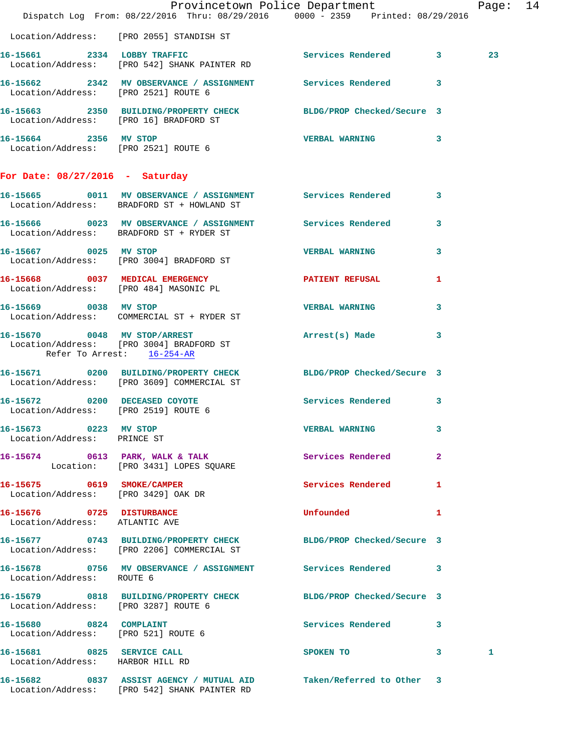Location/Address: [PRO 2055] STANDISH ST

16-15661 2334 LOBBY TRAFFIC Services Rendered 3 23
Location/Address: [PRO 542] SHANK PAINTER RD

16-15662 2342 MV OBSERVANCE / ASSIGNMENT Services Rendered 3
Location/Address: [PRO 2521] ROUTE 6

16-15663 2350 BUILDING/PROPERTY CHECK BLDG/PROP Checked/Secure 3
Location/Address: [PRO 16] BRADFORD ST

16-15664 2356 MV STOP VERBAL WARNING 3
Location/Address: [PRO 2521] ROUTE 6

## For Date: 08/27/2016 - Saturday

16-15665 0011 MV OBSERVANCE / ASSIGNMENT Services Rendered 3
Location/Address: BRADFORD ST + HOWLAND ST

16-15666 0023 MV OBSERVANCE / ASSIGNMENT Services Rendered 3
Location/Address: BRADFORD ST + RYDER ST

16-15667 0025 MV STOP VERBAL WARNING 3
Location/Address: [PRO 3004] BRADFORD ST

16-15668 0037 MEDICAL EMERGENCY PATIENT REFUSAL 1
Location/Address: [PRO 484] MASONIC PL

16-15669 0038 MV STOP VERBAL WARNING 3
Location/Address: COMMERCIAL ST + RYDER ST

16-15670 0048 MV STOP/ARREST Arrest(s) Made 3
Location/Address: [PRO 3004] BRADFORD ST
Refer To Arrest: 16-254-AR

16-15671 0200 BUILDING/PROPERTY CHECK BLDG/PROP Checked/Secure 3
Location/Address: [PRO 3609] COMMERCIAL ST

16-15672 0200 DECEASED COYOTE Services Rendered 3
Location/Address: [PRO 2519] ROUTE 6

16-15673 0223 MV STOP VERBAL WARNING 3
Location/Address: PRINCE ST

16-15674 0613 PARK, WALK & TALK Services Rendered 2
Location: [PRO 3431] LOPES SQUARE

16-15675 0619 SMOKE/CAMPER Services Rendered 1
Location/Address: [PRO 3429] OAK DR

16-15676 0725 DISTURBANCE Unfounded 1
Location/Address: ATLANTIC AVE

16-15677 0743 BUILDING/PROPERTY CHECK BLDG/PROP Checked/Secure 3
Location/Address: [PRO 2206] COMMERCIAL ST

16-15678 0756 MV OBSERVANCE / ASSIGNMENT Services Rendered 3
Location/Address: ROUTE 6

16-15679 0818 BUILDING/PROPERTY CHECK BLDG/PROP Checked/Secure 3
Location/Address: [PRO 3287] ROUTE 6

16-15680 0824 COMPLAINT Services Rendered 3
Location/Address: [PRO 521] ROUTE 6

16-15681 0825 SERVICE CALL SPOKEN TO 3 1
Location/Address: HARBOR HILL RD

16-15682 0837 ASSIST AGENCY / MUTUAL AID Taken/Referred to Other 3
Location/Address: [PRO 542] SHANK PAINTER RD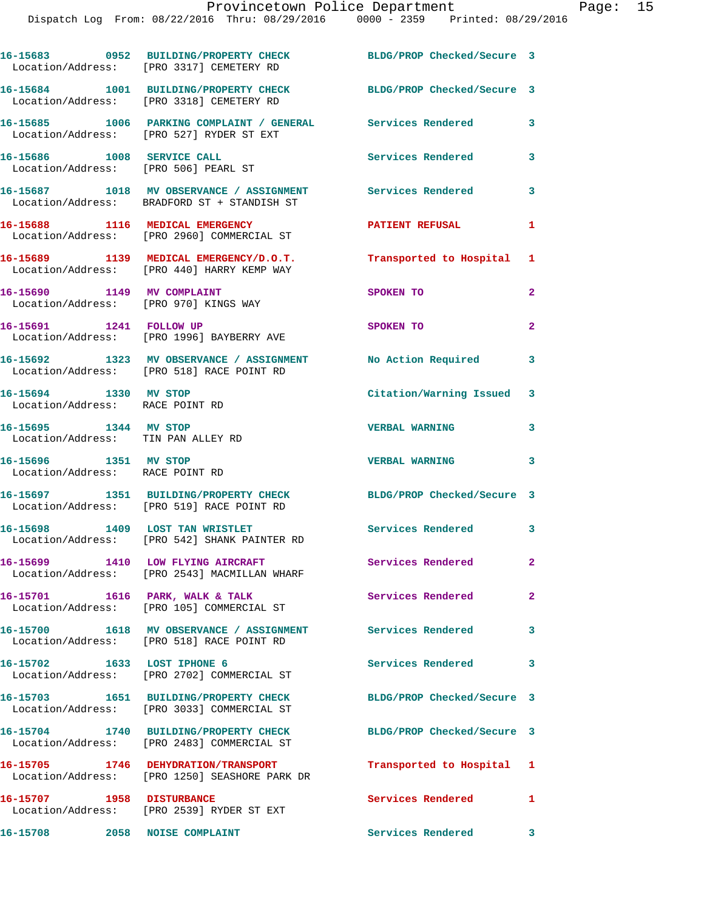| Call # | Time | Call Reason | Action | Priority |
|---|---|---|---|---|
| 16-15683 | 0952 | BUILDING/PROPERTY CHECK | BLDG/PROP Checked/Secure | 3 |
| Location/Address: | [PRO 3317] CEMETERY RD | | | |
| 16-15684 | 1001 | BUILDING/PROPERTY CHECK | BLDG/PROP Checked/Secure | 3 |
| Location/Address: | [PRO 3318] CEMETERY RD | | | |
| 16-15685 | 1006 | PARKING COMPLAINT / GENERAL | Services Rendered | 3 |
| Location/Address: | [PRO 527] RYDER ST EXT | | | |
| 16-15686 | 1008 | SERVICE CALL | Services Rendered | 3 |
| Location/Address: | [PRO 506] PEARL ST | | | |
| 16-15687 | 1018 | MV OBSERVANCE / ASSIGNMENT | Services Rendered | 3 |
| Location/Address: | BRADFORD ST + STANDISH ST | | | |
| 16-15688 | 1116 | MEDICAL EMERGENCY | PATIENT REFUSAL | 1 |
| Location/Address: | [PRO 2960] COMMERCIAL ST | | | |
| 16-15689 | 1139 | MEDICAL EMERGENCY/D.O.T. | Transported to Hospital | 1 |
| Location/Address: | [PRO 440] HARRY KEMP WAY | | | |
| 16-15690 | 1149 | MV COMPLAINT | SPOKEN TO | 2 |
| Location/Address: | [PRO 970] KINGS WAY | | | |
| 16-15691 | 1241 | FOLLOW UP | SPOKEN TO | 2 |
| Location/Address: | [PRO 1996] BAYBERRY AVE | | | |
| 16-15692 | 1323 | MV OBSERVANCE / ASSIGNMENT | No Action Required | 3 |
| Location/Address: | [PRO 518] RACE POINT RD | | | |
| 16-15694 | 1330 | MV STOP | Citation/Warning Issued | 3 |
| Location/Address: | RACE POINT RD | | | |
| 16-15695 | 1344 | MV STOP | VERBAL WARNING | 3 |
| Location/Address: | TIN PAN ALLEY RD | | | |
| 16-15696 | 1351 | MV STOP | VERBAL WARNING | 3 |
| Location/Address: | RACE POINT RD | | | |
| 16-15697 | 1351 | BUILDING/PROPERTY CHECK | BLDG/PROP Checked/Secure | 3 |
| Location/Address: | [PRO 519] RACE POINT RD | | | |
| 16-15698 | 1409 | LOST TAN WRISTLET | Services Rendered | 3 |
| Location/Address: | [PRO 542] SHANK PAINTER RD | | | |
| 16-15699 | 1410 | LOW FLYING AIRCRAFT | Services Rendered | 2 |
| Location/Address: | [PRO 2543] MACMILLAN WHARF | | | |
| 16-15701 | 1616 | PARK, WALK & TALK | Services Rendered | 2 |
| Location/Address: | [PRO 105] COMMERCIAL ST | | | |
| 16-15700 | 1618 | MV OBSERVANCE / ASSIGNMENT | Services Rendered | 3 |
| Location/Address: | [PRO 518] RACE POINT RD | | | |
| 16-15702 | 1633 | LOST IPHONE 6 | Services Rendered | 3 |
| Location/Address: | [PRO 2702] COMMERCIAL ST | | | |
| 16-15703 | 1651 | BUILDING/PROPERTY CHECK | BLDG/PROP Checked/Secure | 3 |
| Location/Address: | [PRO 3033] COMMERCIAL ST | | | |
| 16-15704 | 1740 | BUILDING/PROPERTY CHECK | BLDG/PROP Checked/Secure | 3 |
| Location/Address: | [PRO 2483] COMMERCIAL ST | | | |
| 16-15705 | 1746 | DEHYDRATION/TRANSPORT | Transported to Hospital | 1 |
| Location/Address: | [PRO 1250] SEASHORE PARK DR | | | |
| 16-15707 | 1958 | DISTURBANCE | Services Rendered | 1 |
| Location/Address: | [PRO 2539] RYDER ST EXT | | | |
| 16-15708 | 2058 | NOISE COMPLAINT | Services Rendered | 3 |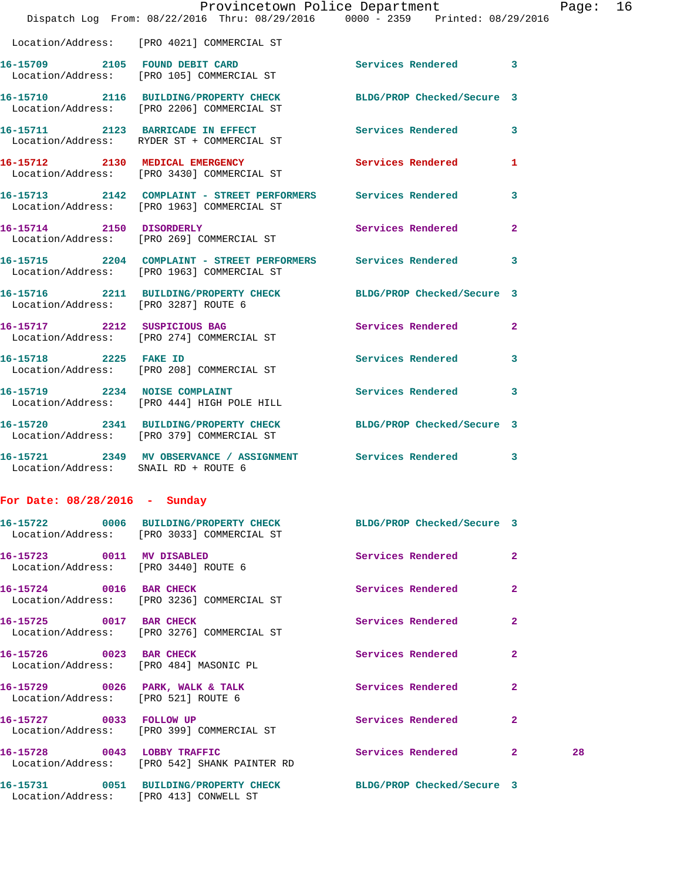Location/Address: [PRO 4021] COMMERCIAL ST

| Call Number | Time | Call Reason | Action | Priority | |
|---|---|---|---|---|---|
| 16-15709 | 2105 | FOUND DEBIT CARD | Services Rendered | 3 | |
| Location/Address: | | [PRO 105] COMMERCIAL ST | | | |
| 16-15710 | 2116 | BUILDING/PROPERTY CHECK | BLDG/PROP Checked/Secure | 3 | |
| Location/Address: | | [PRO 2206] COMMERCIAL ST | | | |
| 16-15711 | 2123 | BARRICADE IN EFFECT | Services Rendered | 3 | |
| Location/Address: | | RYDER ST + COMMERCIAL ST | | | |
| 16-15712 | 2130 | MEDICAL EMERGENCY | Services Rendered | 1 | |
| Location/Address: | | [PRO 3430] COMMERCIAL ST | | | |
| 16-15713 | 2142 | COMPLAINT - STREET PERFORMERS | Services Rendered | 3 | |
| Location/Address: | | [PRO 1963] COMMERCIAL ST | | | |
| 16-15714 | 2150 | DISORDERLY | Services Rendered | 2 | |
| Location/Address: | | [PRO 269] COMMERCIAL ST | | | |
| 16-15715 | 2204 | COMPLAINT - STREET PERFORMERS | Services Rendered | 3 | |
| Location/Address: | | [PRO 1963] COMMERCIAL ST | | | |
| 16-15716 | 2211 | BUILDING/PROPERTY CHECK | BLDG/PROP Checked/Secure | 3 | |
| Location/Address: | | [PRO 3287] ROUTE 6 | | | |
| 16-15717 | 2212 | SUSPICIOUS BAG | Services Rendered | 2 | |
| Location/Address: | | [PRO 274] COMMERCIAL ST | | | |
| 16-15718 | 2225 | FAKE ID | Services Rendered | 3 | |
| Location/Address: | | [PRO 208] COMMERCIAL ST | | | |
| 16-15719 | 2234 | NOISE COMPLAINT | Services Rendered | 3 | |
| Location/Address: | | [PRO 444] HIGH POLE HILL | | | |
| 16-15720 | 2341 | BUILDING/PROPERTY CHECK | BLDG/PROP Checked/Secure | 3 | |
| Location/Address: | | [PRO 379] COMMERCIAL ST | | | |
| 16-15721 | 2349 | MV OBSERVANCE / ASSIGNMENT | Services Rendered | 3 | |
| Location/Address: | | SNAIL RD + ROUTE 6 | | | |

## For Date: 08/28/2016 - Sunday

| Call Number | Time | Call Reason | Action | Priority | |
|---|---|---|---|---|---|
| 16-15722 | 0006 | BUILDING/PROPERTY CHECK | BLDG/PROP Checked/Secure | 3 | |
| Location/Address: | | [PRO 3033] COMMERCIAL ST | | | |
| 16-15723 | 0011 | MV DISABLED | Services Rendered | 2 | |
| Location/Address: | | [PRO 3440] ROUTE 6 | | | |
| 16-15724 | 0016 | BAR CHECK | Services Rendered | 2 | |
| Location/Address: | | [PRO 3236] COMMERCIAL ST | | | |
| 16-15725 | 0017 | BAR CHECK | Services Rendered | 2 | |
| Location/Address: | | [PRO 3276] COMMERCIAL ST | | | |
| 16-15726 | 0023 | BAR CHECK | Services Rendered | 2 | |
| Location/Address: | | [PRO 484] MASONIC PL | | | |
| 16-15729 | 0026 | PARK, WALK & TALK | Services Rendered | 2 | |
| Location/Address: | | [PRO 521] ROUTE 6 | | | |
| 16-15727 | 0033 | FOLLOW UP | Services Rendered | 2 | |
| Location/Address: | | [PRO 399] COMMERCIAL ST | | | |
| 16-15728 | 0043 | LOBBY TRAFFIC | Services Rendered | 2 | 28 |
| Location/Address: | | [PRO 542] SHANK PAINTER RD | | | |
| 16-15731 | 0051 | BUILDING/PROPERTY CHECK | BLDG/PROP Checked/Secure | 3 | |
| Location/Address: | | [PRO 413] CONWELL ST | | | |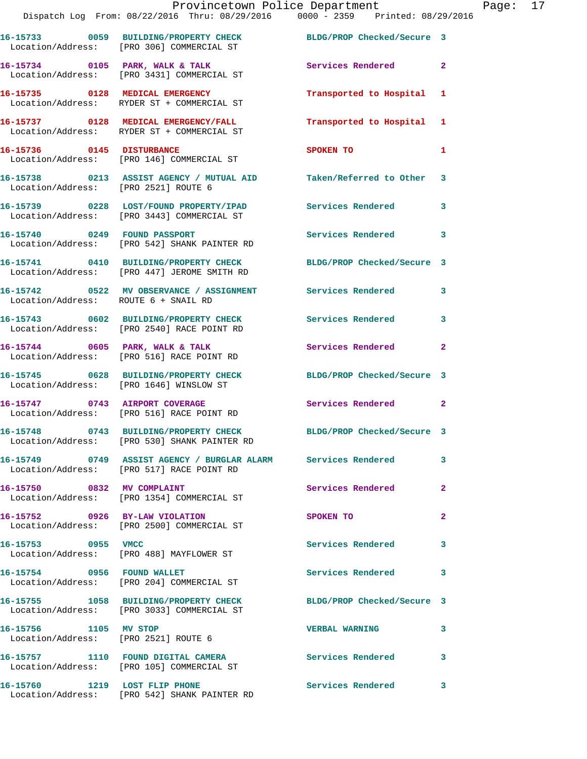16-15733 0059 BUILDING/PROPERTY CHECK BLDG/PROP Checked/Secure 3
Location/Address: [PRO 306] COMMERCIAL ST

16-15734 0105 PARK, WALK & TALK Services Rendered 2
Location/Address: [PRO 3431] COMMERCIAL ST

16-15735 0128 MEDICAL EMERGENCY Transported to Hospital 1
Location/Address: RYDER ST + COMMERCIAL ST

16-15737 0128 MEDICAL EMERGENCY/FALL Transported to Hospital 1
Location/Address: RYDER ST + COMMERCIAL ST

16-15736 0145 DISTURBANCE SPOKEN TO 1
Location/Address: [PRO 146] COMMERCIAL ST

16-15738 0213 ASSIST AGENCY / MUTUAL AID Taken/Referred to Other 3
Location/Address: [PRO 2521] ROUTE 6

16-15739 0228 LOST/FOUND PROPERTY/IPAD Services Rendered 3
Location/Address: [PRO 3443] COMMERCIAL ST

16-15740 0249 FOUND PASSPORT Services Rendered 3
Location/Address: [PRO 542] SHANK PAINTER RD

16-15741 0410 BUILDING/PROPERTY CHECK BLDG/PROP Checked/Secure 3
Location/Address: [PRO 447] JEROME SMITH RD

16-15742 0522 MV OBSERVANCE / ASSIGNMENT Services Rendered 3
Location/Address: ROUTE 6 + SNAIL RD

16-15743 0602 BUILDING/PROPERTY CHECK Services Rendered 3
Location/Address: [PRO 2540] RACE POINT RD

16-15744 0605 PARK, WALK & TALK Services Rendered 2
Location/Address: [PRO 516] RACE POINT RD

16-15745 0628 BUILDING/PROPERTY CHECK BLDG/PROP Checked/Secure 3
Location/Address: [PRO 1646] WINSLOW ST

16-15747 0743 AIRPORT COVERAGE Services Rendered 2
Location/Address: [PRO 516] RACE POINT RD

16-15748 0743 BUILDING/PROPERTY CHECK BLDG/PROP Checked/Secure 3
Location/Address: [PRO 530] SHANK PAINTER RD

16-15749 0749 ASSIST AGENCY / BURGLAR ALARM Services Rendered 3
Location/Address: [PRO 517] RACE POINT RD

16-15750 0832 MV COMPLAINT Services Rendered 2
Location/Address: [PRO 1354] COMMERCIAL ST

16-15752 0926 BY-LAW VIOLATION SPOKEN TO 2
Location/Address: [PRO 2500] COMMERCIAL ST

16-15753 0955 VMCC Services Rendered 3
Location/Address: [PRO 488] MAYFLOWER ST

16-15754 0956 FOUND WALLET Services Rendered 3
Location/Address: [PRO 204] COMMERCIAL ST

16-15755 1058 BUILDING/PROPERTY CHECK BLDG/PROP Checked/Secure 3
Location/Address: [PRO 3033] COMMERCIAL ST

16-15756 1105 MV STOP VERBAL WARNING 3
Location/Address: [PRO 2521] ROUTE 6

16-15757 1110 FOUND DIGITAL CAMERA Services Rendered 3
Location/Address: [PRO 105] COMMERCIAL ST

16-15760 1219 LOST FLIP PHONE Services Rendered 3
Location/Address: [PRO 542] SHANK PAINTER RD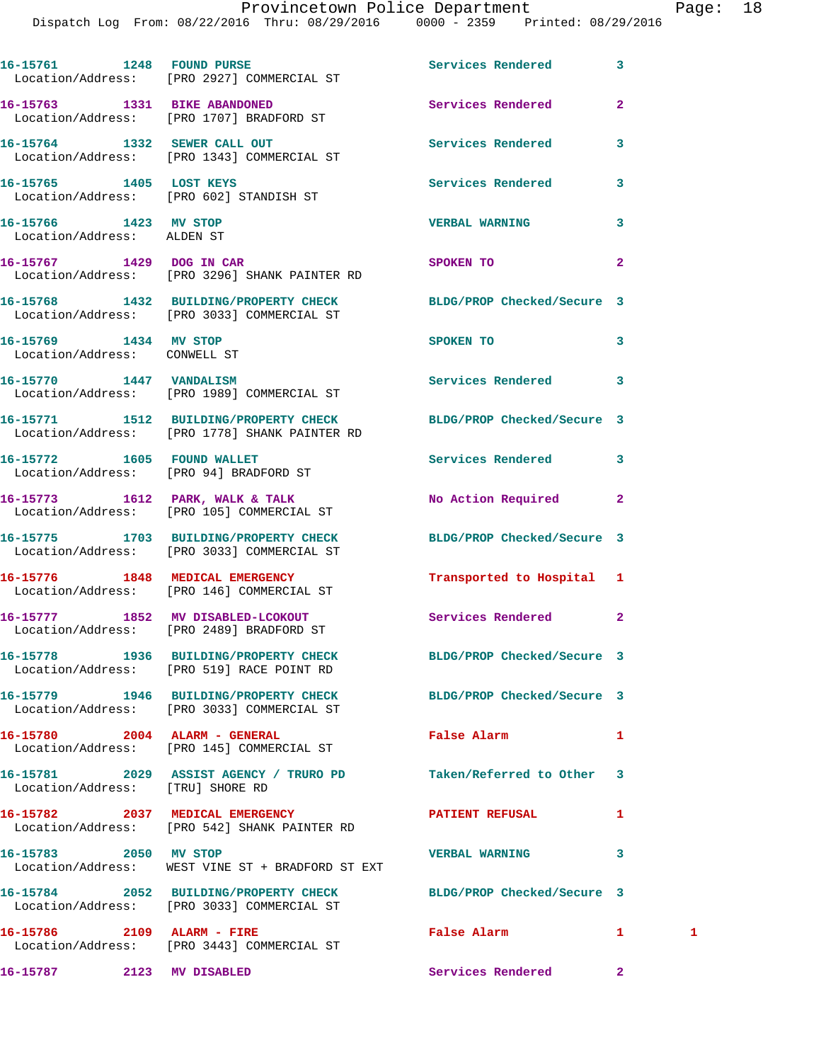| Call Number | Time | Call Reason | Action | Priority | |
|---|---|---|---|---|---|
| 16-15761 | 1248 | FOUND PURSE | Services Rendered | 3 | |
| Location/Address: [PRO 2927] COMMERCIAL ST | | | | | |
| 16-15763 | 1331 | BIKE ABANDONED | Services Rendered | 2 | |
| Location/Address: [PRO 1707] BRADFORD ST | | | | | |
| 16-15764 | 1332 | SEWER CALL OUT | Services Rendered | 3 | |
| Location/Address: [PRO 1343] COMMERCIAL ST | | | | | |
| 16-15765 | 1405 | LOST KEYS | Services Rendered | 3 | |
| Location/Address: [PRO 602] STANDISH ST | | | | | |
| 16-15766 | 1423 | MV STOP | VERBAL WARNING | 3 | |
| Location/Address: ALDEN ST | | | | | |
| 16-15767 | 1429 | DOG IN CAR | SPOKEN TO | 2 | |
| Location/Address: [PRO 3296] SHANK PAINTER RD | | | | | |
| 16-15768 | 1432 | BUILDING/PROPERTY CHECK | BLDG/PROP Checked/Secure | 3 | |
| Location/Address: [PRO 3033] COMMERCIAL ST | | | | | |
| 16-15769 | 1434 | MV STOP | SPOKEN TO | 3 | |
| Location/Address: CONWELL ST | | | | | |
| 16-15770 | 1447 | VANDALISM | Services Rendered | 3 | |
| Location/Address: [PRO 1989] COMMERCIAL ST | | | | | |
| 16-15771 | 1512 | BUILDING/PROPERTY CHECK | BLDG/PROP Checked/Secure | 3 | |
| Location/Address: [PRO 1778] SHANK PAINTER RD | | | | | |
| 16-15772 | 1605 | FOUND WALLET | Services Rendered | 3 | |
| Location/Address: [PRO 94] BRADFORD ST | | | | | |
| 16-15773 | 1612 | PARK, WALK & TALK | No Action Required | 2 | |
| Location/Address: [PRO 105] COMMERCIAL ST | | | | | |
| 16-15775 | 1703 | BUILDING/PROPERTY CHECK | BLDG/PROP Checked/Secure | 3 | |
| Location/Address: [PRO 3033] COMMERCIAL ST | | | | | |
| 16-15776 | 1848 | MEDICAL EMERGENCY | Transported to Hospital | 1 | |
| Location/Address: [PRO 146] COMMERCIAL ST | | | | | |
| 16-15777 | 1852 | MV DISABLED-LCOKOUT | Services Rendered | 2 | |
| Location/Address: [PRO 2489] BRADFORD ST | | | | | |
| 16-15778 | 1936 | BUILDING/PROPERTY CHECK | BLDG/PROP Checked/Secure | 3 | |
| Location/Address: [PRO 519] RACE POINT RD | | | | | |
| 16-15779 | 1946 | BUILDING/PROPERTY CHECK | BLDG/PROP Checked/Secure | 3 | |
| Location/Address: [PRO 3033] COMMERCIAL ST | | | | | |
| 16-15780 | 2004 | ALARM - GENERAL | False Alarm | 1 | |
| Location/Address: [PRO 145] COMMERCIAL ST | | | | | |
| 16-15781 | 2029 | ASSIST AGENCY / TRURO PD | Taken/Referred to Other | 3 | |
| Location/Address: [TRU] SHORE RD | | | | | |
| 16-15782 | 2037 | MEDICAL EMERGENCY | PATIENT REFUSAL | 1 | |
| Location/Address: [PRO 542] SHANK PAINTER RD | | | | | |
| 16-15783 | 2050 | MV STOP | VERBAL WARNING | 3 | |
| Location/Address: WEST VINE ST + BRADFORD ST EXT | | | | | |
| 16-15784 | 2052 | BUILDING/PROPERTY CHECK | BLDG/PROP Checked/Secure | 3 | |
| Location/Address: [PRO 3033] COMMERCIAL ST | | | | | |
| 16-15786 | 2109 | ALARM - FIRE | False Alarm | 1 | 1 |
| Location/Address: [PRO 3443] COMMERCIAL ST | | | | | |
| 16-15787 | 2123 | MV DISABLED | Services Rendered | 2 | |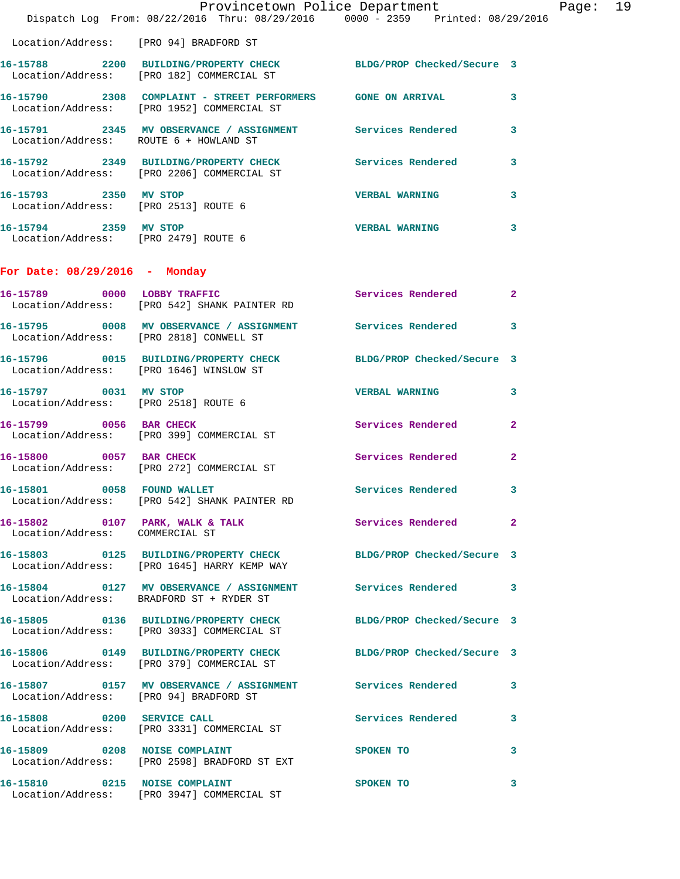Location/Address: [PRO 94] BRADFORD ST

16-15788 2200 BUILDING/PROPERTY CHECK BLDG/PROP Checked/Secure 3
Location/Address: [PRO 182] COMMERCIAL ST

16-15790 2308 COMPLAINT - STREET PERFORMERS GONE ON ARRIVAL 3
Location/Address: [PRO 1952] COMMERCIAL ST

16-15791 2345 MV OBSERVANCE / ASSIGNMENT Services Rendered 3
Location/Address: ROUTE 6 + HOWLAND ST

16-15792 2349 BUILDING/PROPERTY CHECK Services Rendered 3
Location/Address: [PRO 2206] COMMERCIAL ST

16-15793 2350 MV STOP VERBAL WARNING 3
Location/Address: [PRO 2513] ROUTE 6

16-15794 2359 MV STOP VERBAL WARNING 3
Location/Address: [PRO 2479] ROUTE 6

## For Date: 08/29/2016 - Monday

16-15789 0000 LOBBY TRAFFIC Services Rendered 2
Location/Address: [PRO 542] SHANK PAINTER RD

16-15795 0008 MV OBSERVANCE / ASSIGNMENT Services Rendered 3
Location/Address: [PRO 2818] CONWELL ST

16-15796 0015 BUILDING/PROPERTY CHECK BLDG/PROP Checked/Secure 3
Location/Address: [PRO 1646] WINSLOW ST

16-15797 0031 MV STOP VERBAL WARNING 3
Location/Address: [PRO 2518] ROUTE 6

16-15799 0056 BAR CHECK Services Rendered 2
Location/Address: [PRO 399] COMMERCIAL ST

16-15800 0057 BAR CHECK Services Rendered 2
Location/Address: [PRO 272] COMMERCIAL ST

16-15801 0058 FOUND WALLET Services Rendered 3
Location/Address: [PRO 542] SHANK PAINTER RD

16-15802 0107 PARK, WALK & TALK Services Rendered 2
Location/Address: COMMERCIAL ST

16-15803 0125 BUILDING/PROPERTY CHECK BLDG/PROP Checked/Secure 3
Location/Address: [PRO 1645] HARRY KEMP WAY

16-15804 0127 MV OBSERVANCE / ASSIGNMENT Services Rendered 3
Location/Address: BRADFORD ST + RYDER ST

16-15805 0136 BUILDING/PROPERTY CHECK BLDG/PROP Checked/Secure 3
Location/Address: [PRO 3033] COMMERCIAL ST

16-15806 0149 BUILDING/PROPERTY CHECK BLDG/PROP Checked/Secure 3
Location/Address: [PRO 379] COMMERCIAL ST

16-15807 0157 MV OBSERVANCE / ASSIGNMENT Services Rendered 3
Location/Address: [PRO 94] BRADFORD ST

16-15808 0200 SERVICE CALL Services Rendered 3
Location/Address: [PRO 3331] COMMERCIAL ST

16-15809 0208 NOISE COMPLAINT SPOKEN TO 3
Location/Address: [PRO 2598] BRADFORD ST EXT

16-15810 0215 NOISE COMPLAINT SPOKEN TO 3
Location/Address: [PRO 3947] COMMERCIAL ST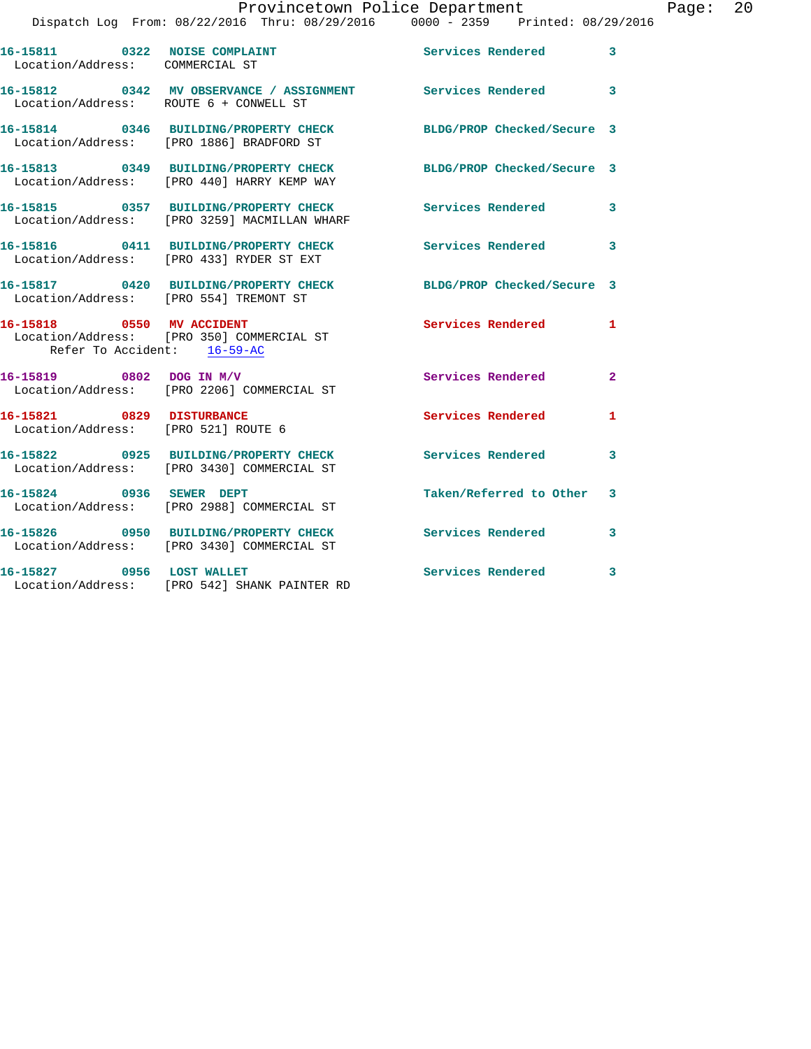16-15811 0322 NOISE COMPLAINT Services Rendered 3
Location/Address: COMMERCIAL ST

16-15812 0342 MV OBSERVANCE / ASSIGNMENT Services Rendered 3
Location/Address: ROUTE 6 + CONWELL ST

16-15814 0346 BUILDING/PROPERTY CHECK BLDG/PROP Checked/Secure 3
Location/Address: [PRO 1886] BRADFORD ST

16-15813 0349 BUILDING/PROPERTY CHECK BLDG/PROP Checked/Secure 3
Location/Address: [PRO 440] HARRY KEMP WAY

16-15815 0357 BUILDING/PROPERTY CHECK Services Rendered 3
Location/Address: [PRO 3259] MACMILLAN WHARF

16-15816 0411 BUILDING/PROPERTY CHECK Services Rendered 3
Location/Address: [PRO 433] RYDER ST EXT

16-15817 0420 BUILDING/PROPERTY CHECK BLDG/PROP Checked/Secure 3
Location/Address: [PRO 554] TREMONT ST

16-15818 0550 MV ACCIDENT Services Rendered 1
Location/Address: [PRO 350] COMMERCIAL ST
Refer To Accident: 16-59-AC

16-15819 0802 DOG IN M/V Services Rendered 2
Location/Address: [PRO 2206] COMMERCIAL ST

16-15821 0829 DISTURBANCE Services Rendered 1
Location/Address: [PRO 521] ROUTE 6

16-15822 0925 BUILDING/PROPERTY CHECK Services Rendered 3
Location/Address: [PRO 3430] COMMERCIAL ST

16-15824 0936 SEWER DEPT Taken/Referred to Other 3
Location/Address: [PRO 2988] COMMERCIAL ST

16-15826 0950 BUILDING/PROPERTY CHECK Services Rendered 3
Location/Address: [PRO 3430] COMMERCIAL ST

16-15827 0956 LOST WALLET Services Rendered 3
Location/Address: [PRO 542] SHANK PAINTER RD